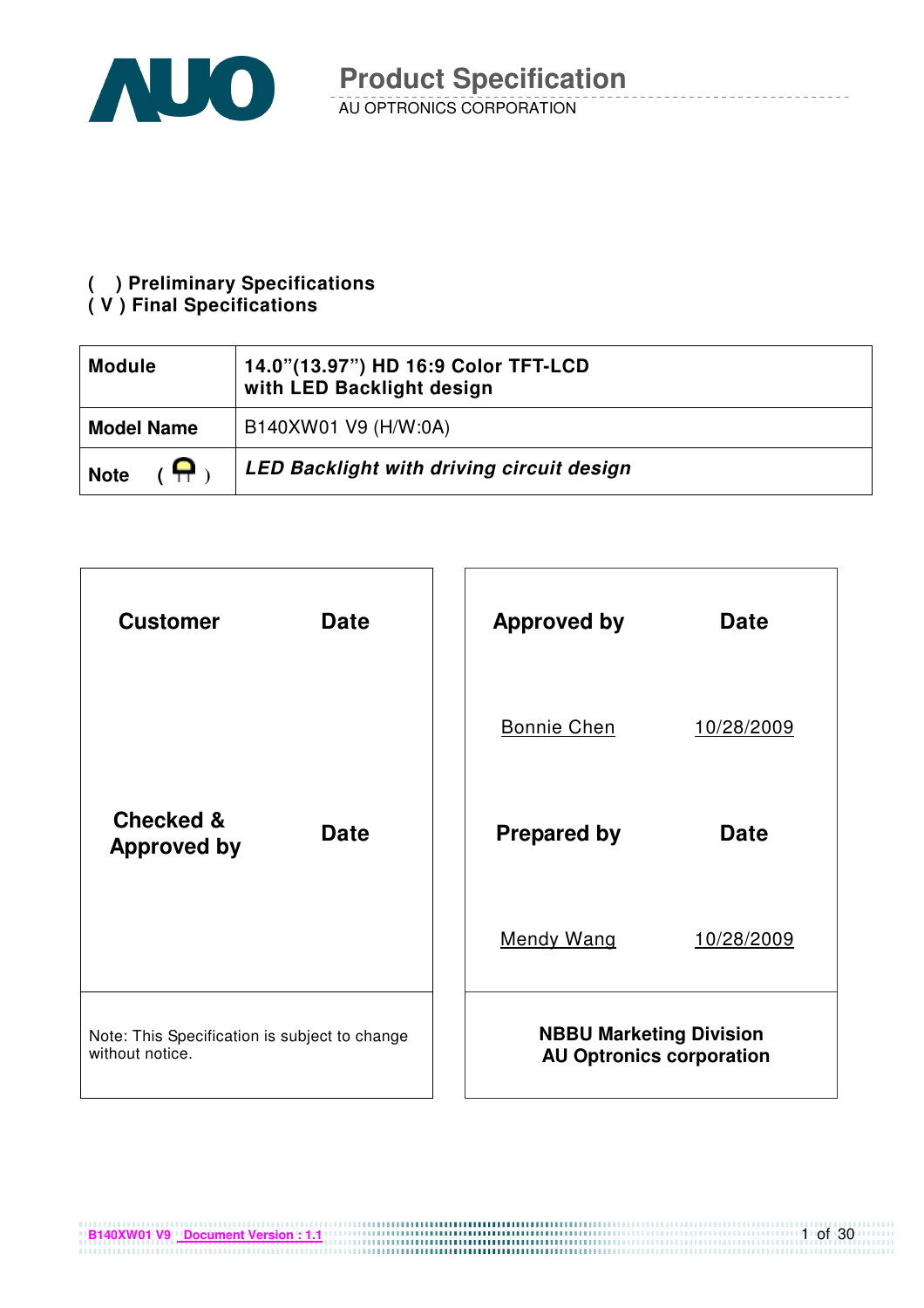# Product Specification

AU OPTRONICS CORPORATION

( ) **Preliminary Specifications**
( V ) **Final Specifications**

| **Module** | **14.0”(13.97”) HD 16:9 Color TFT-LCD with LED Backlight design** |
|---|---|
| **Model Name** | B140XW01 V9 (H/W:0A) |
| **Note** ( ) | ***LED Backlight with driving circuit design*** |

| **Customer** | **Date** | **Approved by** | **Date** |
|---|---|---|---|
| | | Bonnie Chen | 10/28/2009 |
| **Checked & Approved by** | **Date** | **Prepared by** | **Date** |
| | | Mendy Wang | 10/28/2009 |
| Note: This Specification is subject to change without notice. | | **NBBU Marketing Division AU Optronics corporation** | |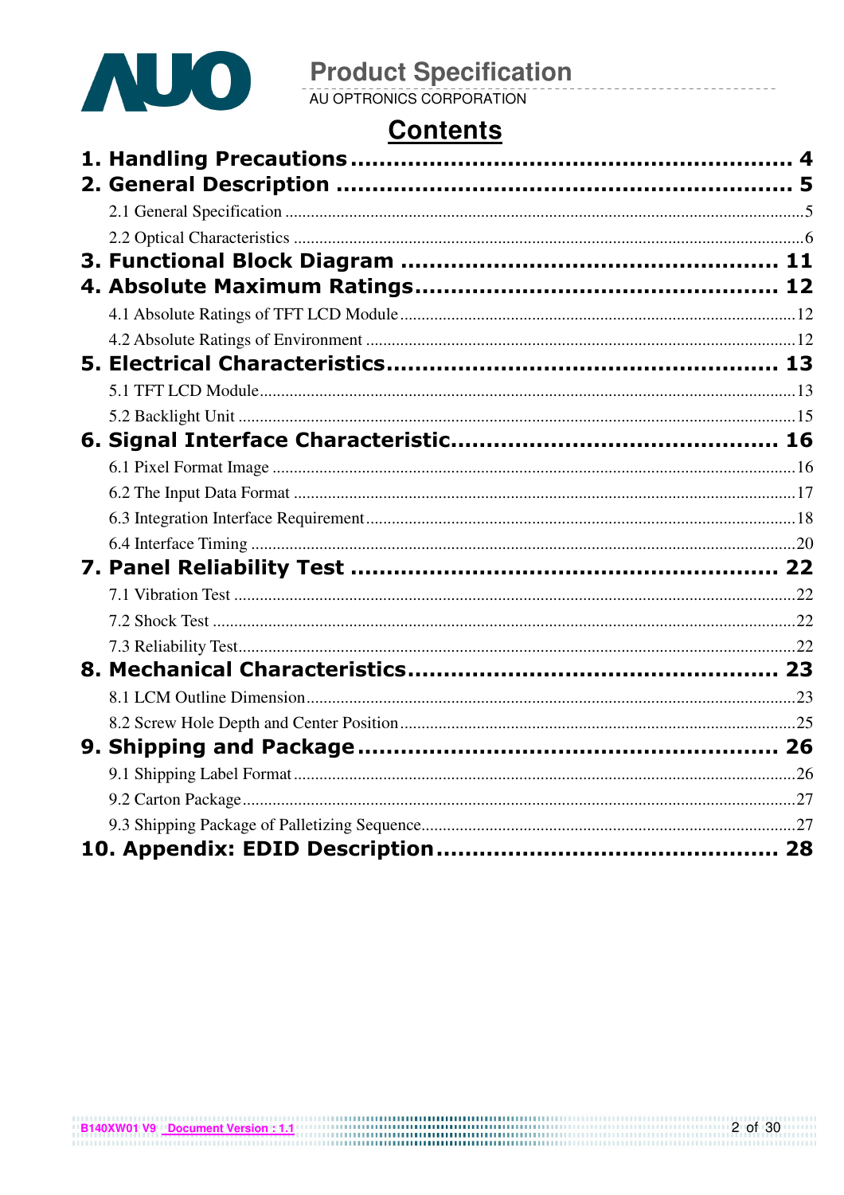# Contents

**1. Handling Precautions .......................................................... 4**

**2. General Description ............................................................. 5**

- 2.1 General Specification ........................................................................5
- 2.2 Optical Characteristics ......................................................................6

**3. Functional Block Diagram .................................................. 11**

**4. Absolute Maximum Ratings................................................ 12**

- 4.1 Absolute Ratings of TFT LCD Module ...........................................................12
- 4.2 Absolute Ratings of Environment ...................................................................12

**5. Electrical Characteristics.................................................... 13**

- 5.1 TFT LCD Module...........................................................................................13
- 5.2 Backlight Unit ................................................................................................15

**6. Signal Interface Characteristic........................................... 16**

- 6.1 Pixel Format Image .........................................................................................16
- 6.2 The Input Data Format ...................................................................................17
- 6.3 Integration Interface Requirement...................................................................18
- 6.4 Interface Timing .............................................................................................20

**7. Panel Reliability Test ........................................................ 22**

- 7.1 Vibration Test .................................................................................................22
- 7.2 Shock Test ......................................................................................................22
- 7.3 Reliability Test................................................................................................22

**8. Mechanical Characteristics................................................. 23**

- 8.1 LCM Outline Dimension.................................................................................23
- 8.2 Screw Hole Depth and Center Position...........................................................25

**9. Shipping and Package ....................................................... 26**

- 9.1 Shipping Label Format....................................................................................26
- 9.2 Carton Package................................................................................................27
- 9.3 Shipping Package of Palletizing Sequence.......................................................27

**10. Appendix: EDID Description ............................................. 28**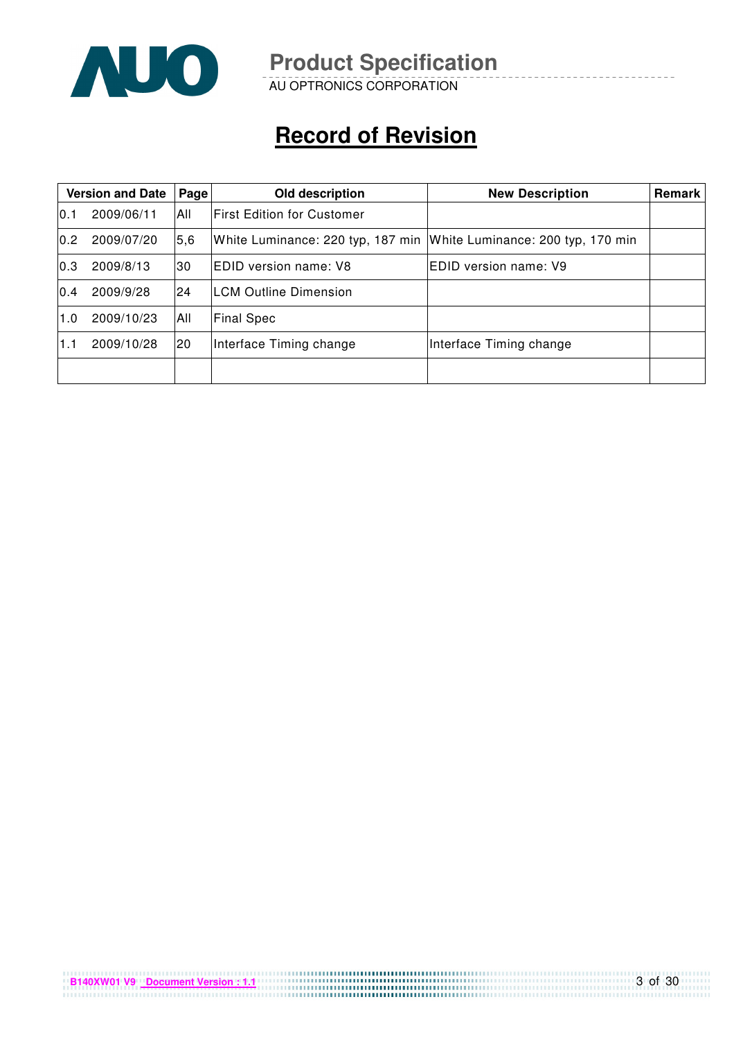# Record of Revision

| Version and Date | | Page | Old description | New Description | Remark |
|---|---|---|---|---|---|
| 0.1 | 2009/06/11 | All | First Edition for Customer | | |
| 0.2 | 2009/07/20 | 5,6 | White Luminance: 220 typ, 187 min | White Luminance: 200 typ, 170 min | |
| 0.3 | 2009/8/13 | 30 | EDID version name: V8 | EDID version name: V9 | |
| 0.4 | 2009/9/28 | 24 | LCM Outline Dimension | | |
| 1.0 | 2009/10/23 | All | Final Spec | | |
| 1.1 | 2009/10/28 | 20 | Interface Timing change | Interface Timing change | |
| | | | | | |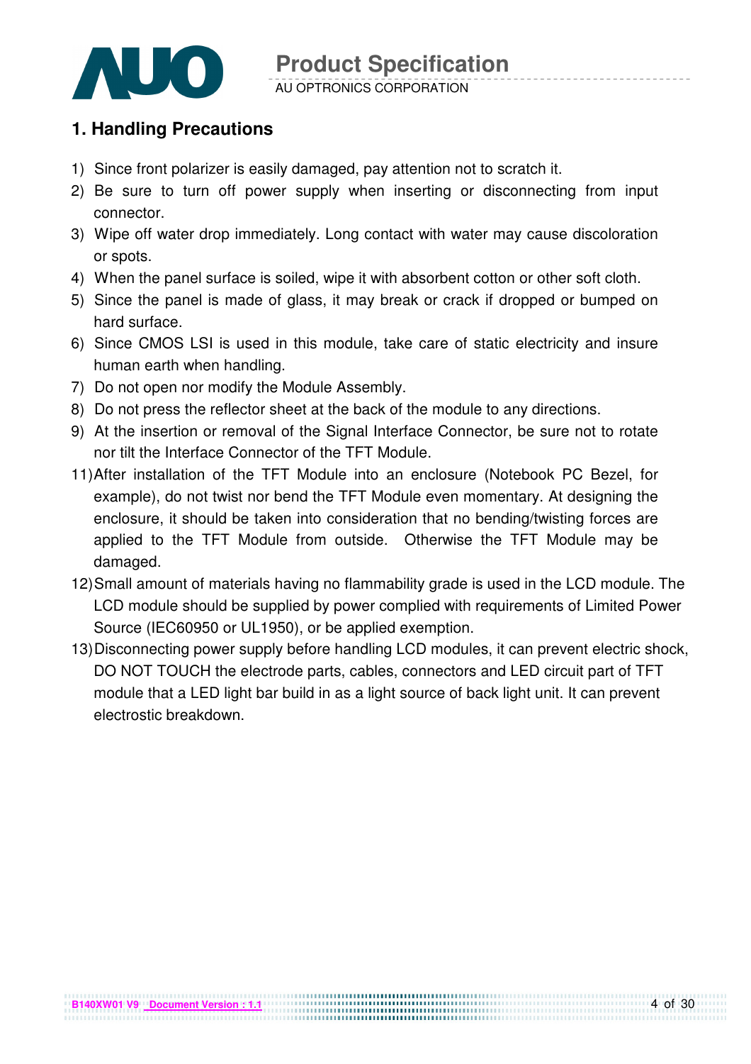## 1. Handling Precautions

1) Since front polarizer is easily damaged, pay attention not to scratch it.
2) Be sure to turn off power supply when inserting or disconnecting from input connector.
3) Wipe off water drop immediately. Long contact with water may cause discoloration or spots.
4) When the panel surface is soiled, wipe it with absorbent cotton or other soft cloth.
5) Since the panel is made of glass, it may break or crack if dropped or bumped on hard surface.
6) Since CMOS LSI is used in this module, take care of static electricity and insure human earth when handling.
7) Do not open nor modify the Module Assembly.
8) Do not press the reflector sheet at the back of the module to any directions.
9) At the insertion or removal of the Signal Interface Connector, be sure not to rotate nor tilt the Interface Connector of the TFT Module.
11) After installation of the TFT Module into an enclosure (Notebook PC Bezel, for example), do not twist nor bend the TFT Module even momentary. At designing the enclosure, it should be taken into consideration that no bending/twisting forces are applied to the TFT Module from outside. Otherwise the TFT Module may be damaged.
12) Small amount of materials having no flammability grade is used in the LCD module. The LCD module should be supplied by power complied with requirements of Limited Power Source (IEC60950 or UL1950), or be applied exemption.
13) Disconnecting power supply before handling LCD modules, it can prevent electric shock, DO NOT TOUCH the electrode parts, cables, connectors and LED circuit part of TFT module that a LED light bar build in as a light source of back light unit. It can prevent electrostic breakdown.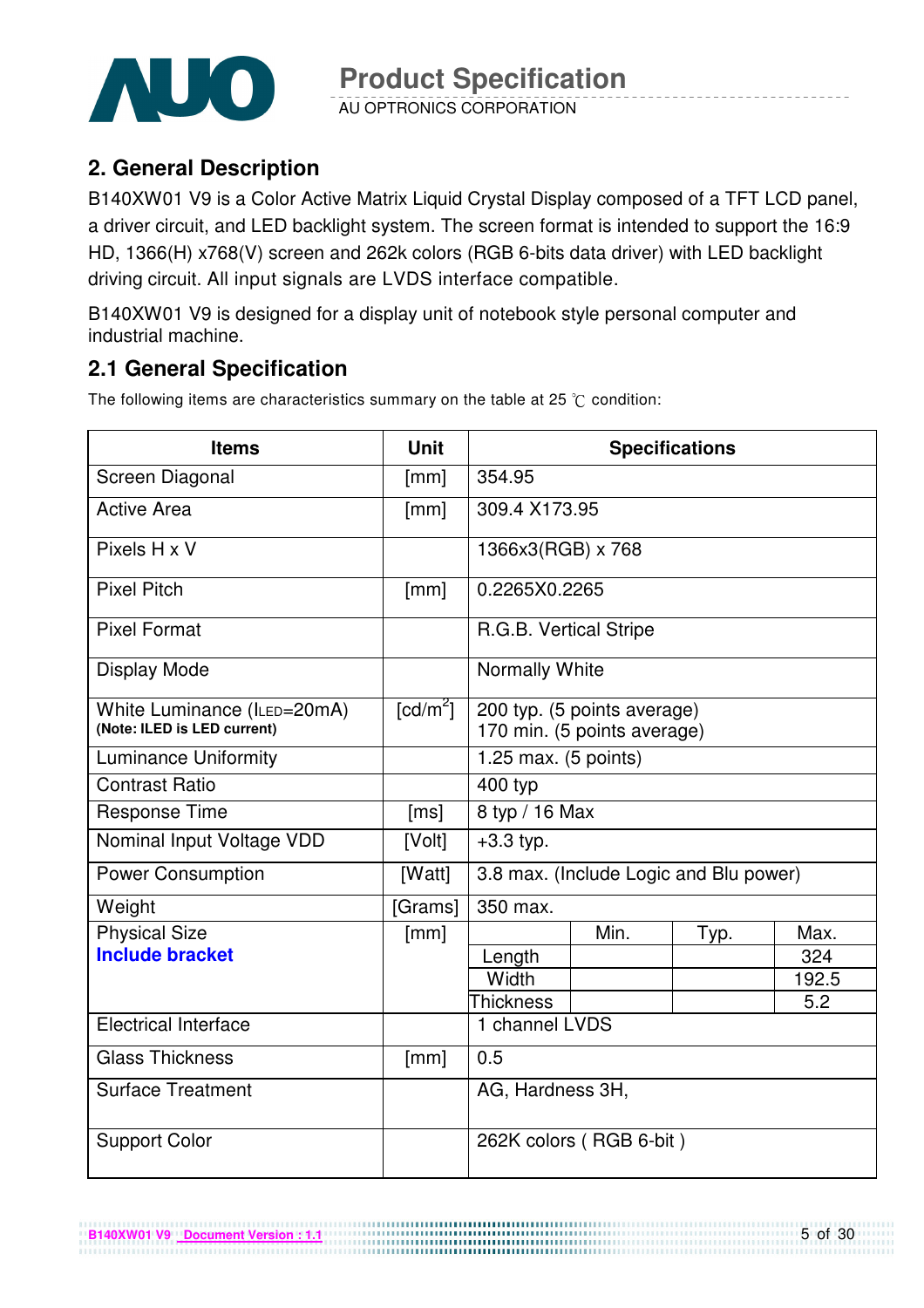## 2. General Description

B140XW01 V9 is a Color Active Matrix Liquid Crystal Display composed of a TFT LCD panel, a driver circuit, and LED backlight system. The screen format is intended to support the 16:9 HD, 1366(H) x768(V) screen and 262k colors (RGB 6-bits data driver) with LED backlight driving circuit. All input signals are LVDS interface compatible.

B140XW01 V9 is designed for a display unit of notebook style personal computer and industrial machine.

## 2.1 General Specification

The following items are characteristics summary on the table at 25 ℃ condition:

| Items | Unit | Specifications | | | |
|---|---|---|---|---|---|
| Screen Diagonal | [mm] | 354.95 | | | |
| Active Area | [mm] | 309.4 X173.95 | | | |
| Pixels H x V | | 1366x3(RGB) x 768 | | | |
| Pixel Pitch | [mm] | 0.2265X0.2265 | | | |
| Pixel Format | | R.G.B. Vertical Stripe | | | |
| Display Mode | | Normally White | | | |
| White Luminance ($I_{LED}$=20mA) **(Note: ILED is LED current)** | [cd/m²] | 200 typ. (5 points average) 170 min. (5 points average) | | | |
| Luminance Uniformity | | 1.25 max. (5 points) | | | |
| Contrast Ratio | | 400 typ | | | |
| Response Time | [ms] | 8 typ / 16 Max | | | |
| Nominal Input Voltage VDD | [Volt] | +3.3 typ. | | | |
| Power Consumption | [Watt] | 3.8 max. (Include Logic and Blu power) | | | |
| Weight | [Grams] | 350 max. | | | |
| Physical Size **Include bracket** | [mm] | | Min. | Typ. | Max. |
| | | Length | | | 324 |
| | | Width | | | 192.5 |
| | | Thickness | | | 5.2 |
| Electrical Interface | | 1 channel LVDS | | | |
| Glass Thickness | [mm] | 0.5 | | | |
| Surface Treatment | | AG, Hardness 3H, | | | |
| Support Color | | 262K colors ( RGB 6-bit ) | | | |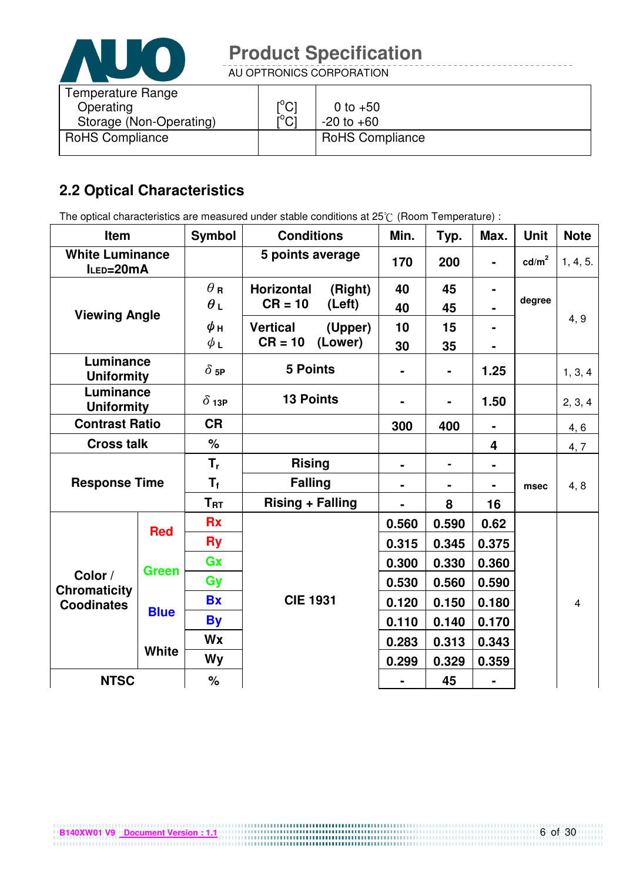| Temperature Range | | |
|---|---|---|
| Operating | [°C] | 0 to +50 |
| Storage (Non-Operating) | [°C] | -20 to +60 |
| RoHS Compliance | | RoHS Compliance |

## 2.2 Optical Characteristics

The optical characteristics are measured under stable conditions at 25℃ (Room Temperature) :

| Item | | Symbol | Conditions | Min. | Typ. | Max. | Unit | Note |
|---|---|---|---|---|---|---|---|---|
| White Luminance $I_{LED}$=20mA | | | 5 points average | 170 | 200 | - | cd/m² | 1, 4, 5. |
| Viewing Angle | | $\theta_R$ | Horizontal (Right) CR = 10 | 40 | 45 | - | degree | 4, 9 |
| | | $\theta_L$ | (Left) | 40 | 45 | - | | |
| | | $\phi_H$ | Vertical (Upper) CR = 10 | 10 | 15 | - | | |
| | | $\phi_L$ | (Lower) | 30 | 35 | - | | |
| Luminance Uniformity | | $\delta_{5P}$ | 5 Points | - | - | 1.25 | | 1, 3, 4 |
| Luminance Uniformity | | $\delta_{13P}$ | 13 Points | - | - | 1.50 | | 2, 3, 4 |
| Contrast Ratio | | CR | | 300 | 400 | - | | 4, 6 |
| Cross talk | | % | | | | 4 | | 4, 7 |
| Response Time | | $T_r$ | Rising | - | - | - | msec | 4, 8 |
| | | $T_f$ | Falling | - | - | - | | |
| | | $T_{RT}$ | Rising + Falling | - | 8 | 16 | | |
| Color / Chromaticity Coodinates | Red | Rx | CIE 1931 | 0.560 | 0.590 | 0.62 | | 4 |
| | | Ry | | 0.315 | 0.345 | 0.375 | | |
| | Green | Gx | | 0.300 | 0.330 | 0.360 | | |
| | | Gy | | 0.530 | 0.560 | 0.590 | | |
| | Blue | Bx | | 0.120 | 0.150 | 0.180 | | |
| | | By | | 0.110 | 0.140 | 0.170 | | |
| | White | Wx | | 0.283 | 0.313 | 0.343 | | |
| | | Wy | | 0.299 | 0.329 | 0.359 | | |
| NTSC | | % | | - | 45 | - | | |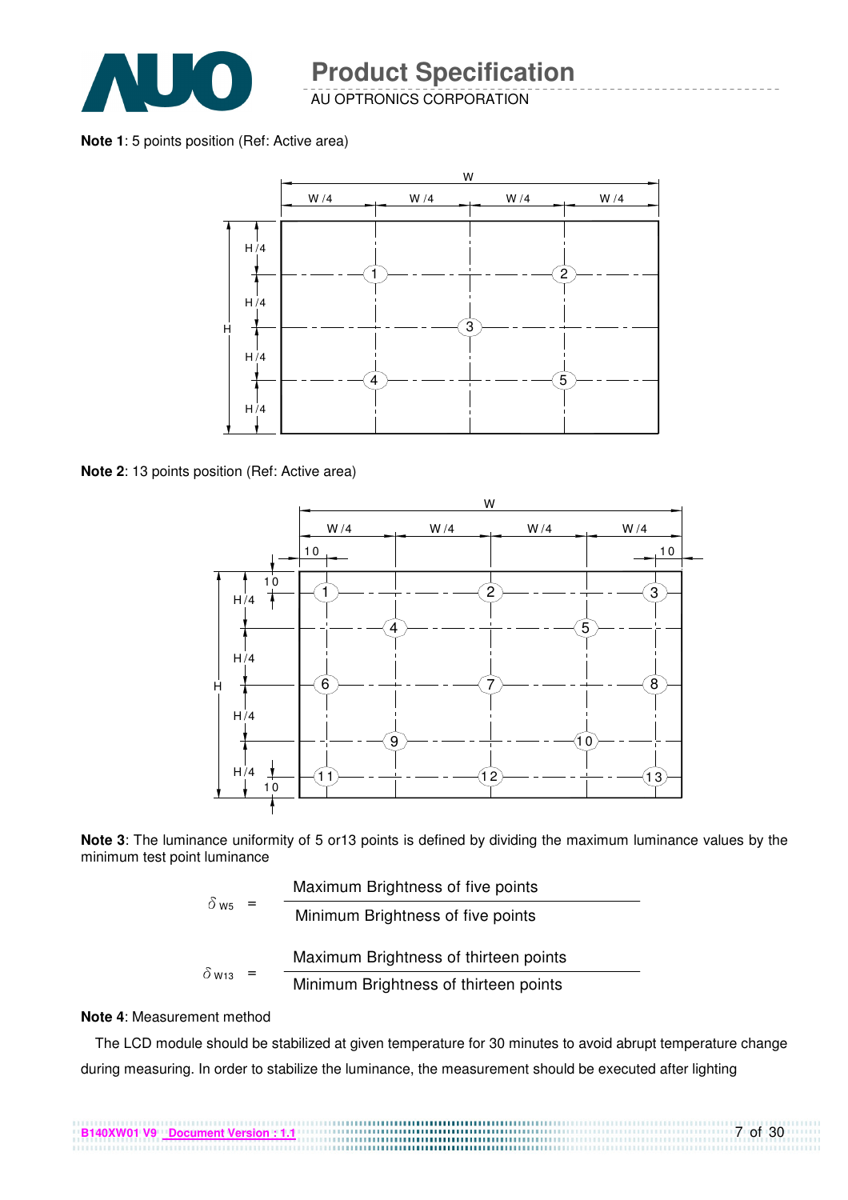**Note 1**: 5 points position (Ref: Active area)

**Note 2**: 13 points position (Ref: Active area)

**Note 3**: The luminance uniformity of 5 or13 points is defined by dividing the maximum luminance values by the minimum test point luminance

$$\delta_{W5} = \frac{\text{Maximum Brightness of five points}}{\text{Minimum Brightness of five points}}$$

$$\delta_{W13} = \frac{\text{Maximum Brightness of thirteen points}}{\text{Minimum Brightness of thirteen points}}$$

**Note 4**: Measurement method

The LCD module should be stabilized at given temperature for 30 minutes to avoid abrupt temperature change during measuring. In order to stabilize the luminance, the measurement should be executed after lighting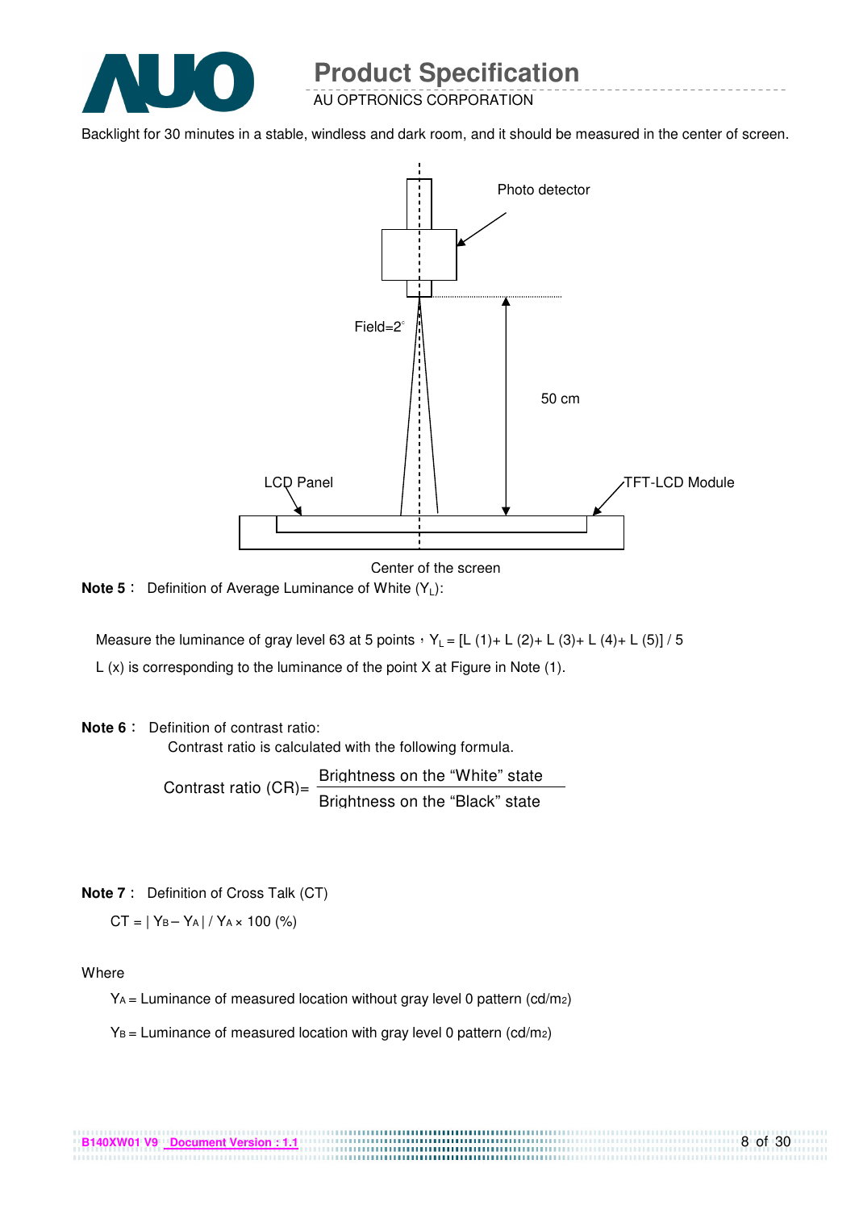Backlight for 30 minutes in a stable, windless and dark room, and it should be measured in the center of screen.

Photo detector

Field=2°

50 cm

LCD Panel

TFT-LCD Module

Center of the screen

**Note 5**： Definition of Average Luminance of White ($Y_L$):

Measure the luminance of gray level 63 at 5 points， $Y_L = [L(1) + L(2) + L(3) + L(4) + L(5)] / 5$

L (x) is corresponding to the luminance of the point X at Figure in Note (1).

**Note 6**： Definition of contrast ratio:

Contrast ratio is calculated with the following formula.

$$\text{Contrast ratio (CR)} = \frac{\text{Brightness on the "White" state}}{\text{Brightness on the "Black" state}}$$

**Note 7**： Definition of Cross Talk (CT)

$$CT = | Y_B - Y_A | / Y_A \times 100\ (\%)$$

Where

$Y_A$ = Luminance of measured location without gray level 0 pattern ($cd/m^2$)

$Y_B$ = Luminance of measured location with gray level 0 pattern ($cd/m^2$)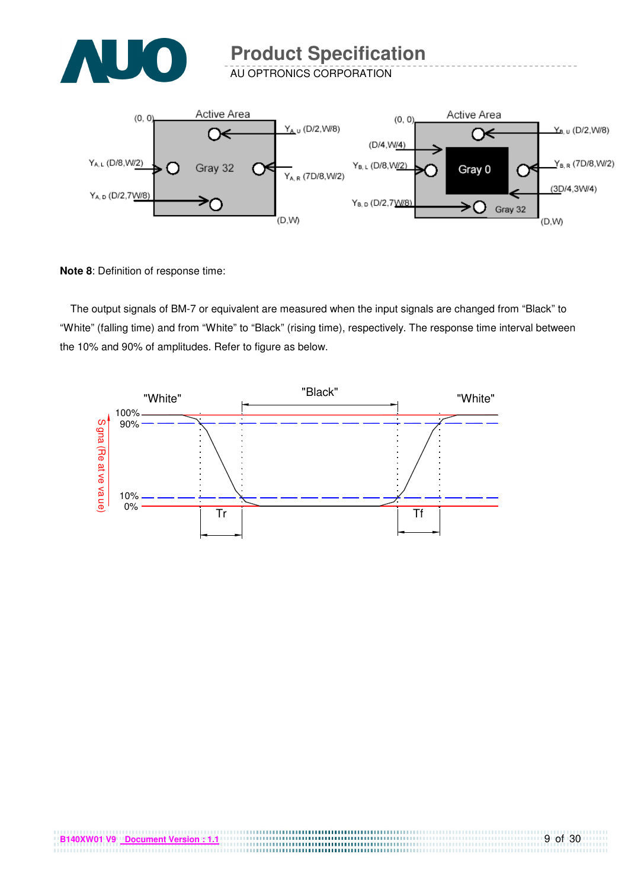**Note 8**: Definition of response time:

The output signals of BM-7 or equivalent are measured when the input signals are changed from “Black” to “White” (falling time) and from “White” to “Black” (rising time), respectively. The response time interval between the 10% and 90% of amplitudes. Refer to figure as below.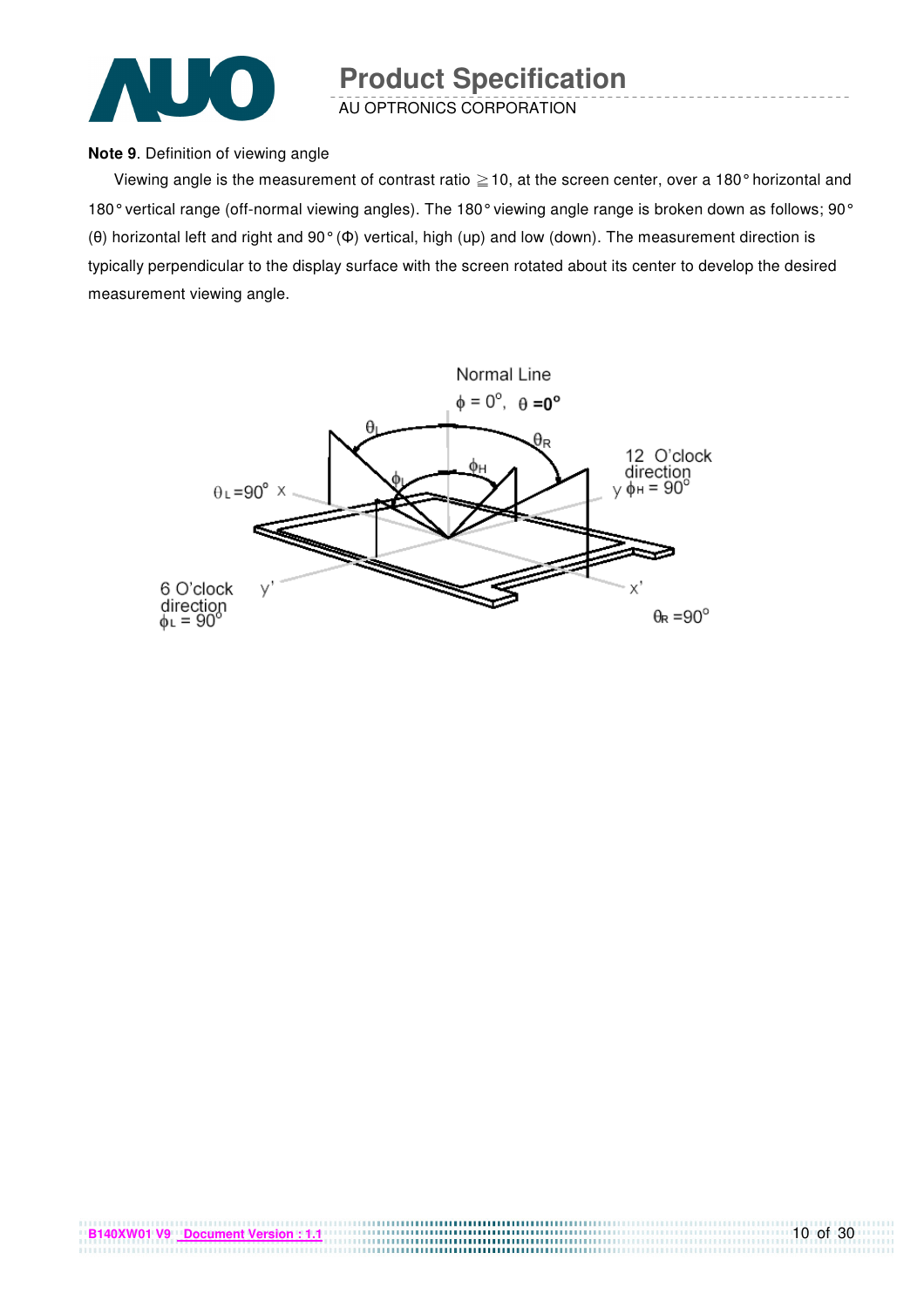**Note 9**. Definition of viewing angle

Viewing angle is the measurement of contrast ratio ≧10, at the screen center, over a 180° horizontal and 180° vertical range (off-normal viewing angles). The 180° viewing angle range is broken down as follows; 90° (θ) horizontal left and right and 90° (Φ) vertical, high (up) and low (down). The measurement direction is typically perpendicular to the display surface with the screen rotated about its center to develop the desired measurement viewing angle.

Normal Line
$\phi = 0°$, $\theta = 0°$

$\theta_L$ $\theta_R$ $\phi_H$ $\phi_L$

$\theta_L = 90°$ x

12 O'clock direction
y $\phi_H = 90°$

6 O'clock direction
$\phi_L = 90°$ y'

x'

$\theta_R = 90°$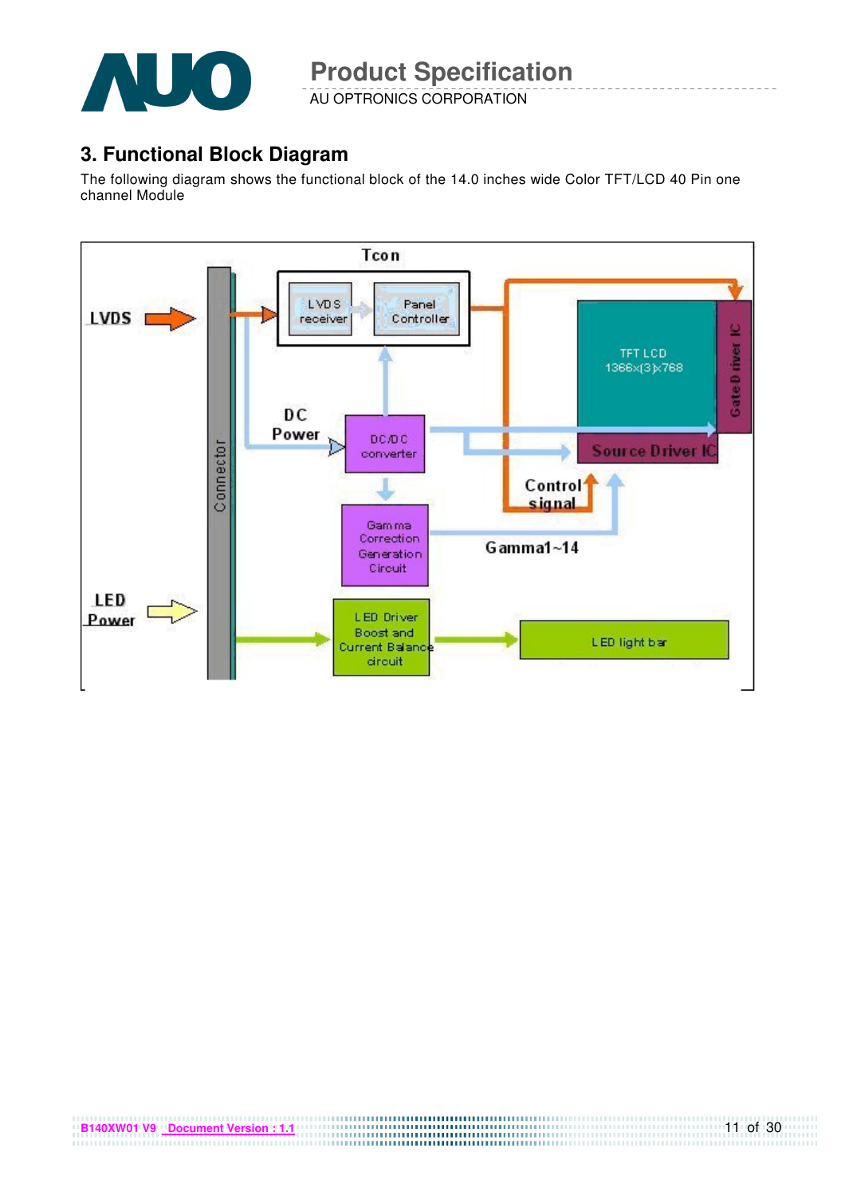## 3. Functional Block Diagram

The following diagram shows the functional block of the 14.0 inches wide Color TFT/LCD 40 Pin one channel Module

LVDS

LED Power

Connector

Tcon

LVDS receiver

Panel Controller

DC Power

DC/DC converter

Gamma Correction Generation Circuit

LED Driver Boost and Current Balance circuit

TFT LCD 1366x(3)x768

Gate Driver IC

Source Driver IC

Control signal

Gamma1~14

LED light bar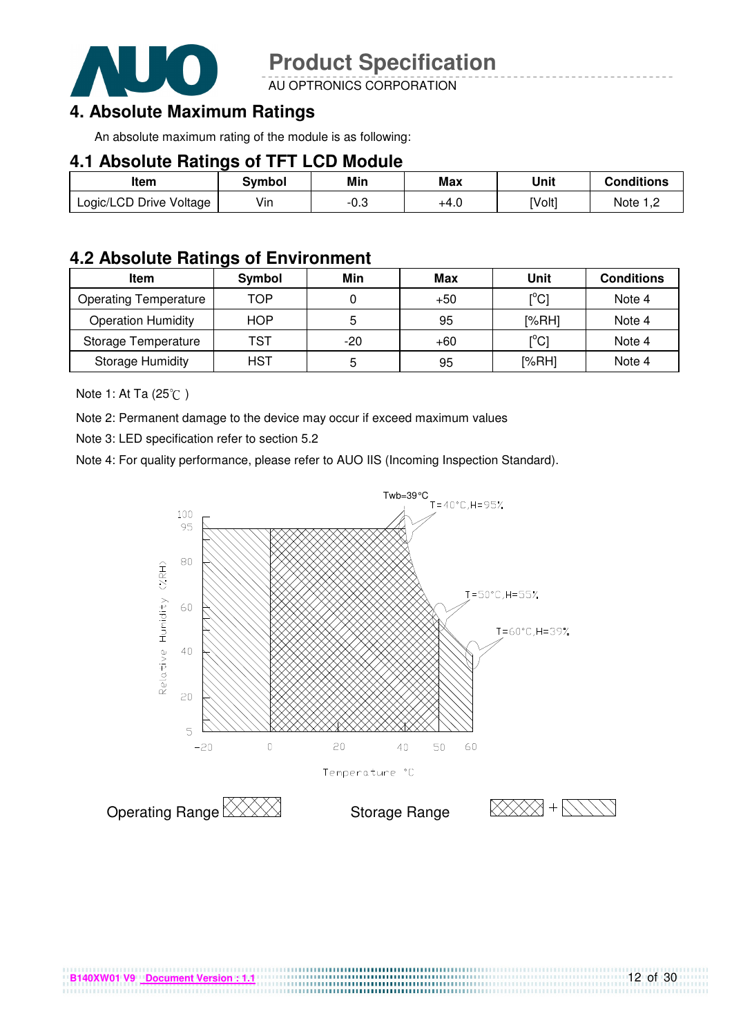## 4. Absolute Maximum Ratings

An absolute maximum rating of the module is as following:

### 4.1 Absolute Ratings of TFT LCD Module

| Item | Symbol | Min | Max | Unit | Conditions |
|---|---|---|---|---|---|
| Logic/LCD Drive Voltage | Vin | -0.3 | +4.0 | [Volt] | Note 1,2 |

### 4.2 Absolute Ratings of Environment

| Item | Symbol | Min | Max | Unit | Conditions |
|---|---|---|---|---|---|
| Operating Temperature | TOP | 0 | +50 | [°C] | Note 4 |
| Operation Humidity | HOP | 5 | 95 | [%RH] | Note 4 |
| Storage Temperature | TST | -20 | +60 | [°C] | Note 4 |
| Storage Humidity | HST | 5 | 95 | [%RH] | Note 4 |

Note 1: At Ta (25℃ )

Note 2: Permanent damage to the device may occur if exceed maximum values

Note 3: LED specification refer to section 5.2

Note 4: For quality performance, please refer to AUO IIS (Incoming Inspection Standard).

Twb=39°C

T=40°C,H=95%

T=50°C,H=55%

T=60°C,H=39%

Relative Humidity (%RH)

Temperature °C

Operating Range

Storage Range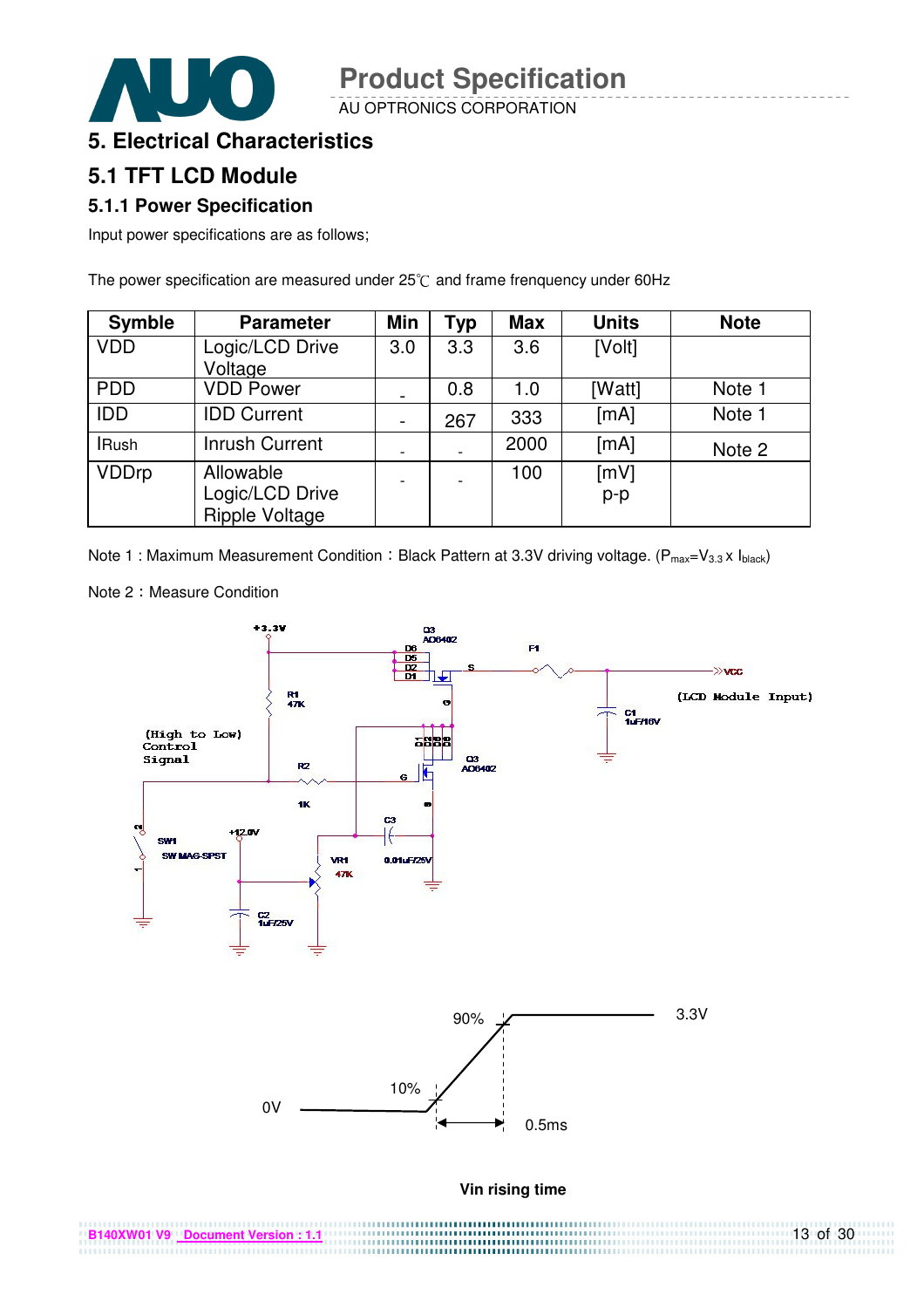# 5. Electrical Characteristics

## 5.1 TFT LCD Module

### 5.1.1 Power Specification

Input power specifications are as follows;

The power specification are measured under 25℃ and frame frenquency under 60Hz

| Symble | Parameter | Min | Typ | Max | Units | Note |
|---|---|---|---|---|---|---|
| VDD | Logic/LCD Drive Voltage | 3.0 | 3.3 | 3.6 | [Volt] | |
| PDD | VDD Power | - | 0.8 | 1.0 | [Watt] | Note 1 |
| IDD | IDD Current | - | 267 | 333 | [mA] | Note 1 |
| IRush | Inrush Current | - | - | 2000 | [mA] | Note 2 |
| VDDrp | Allowable Logic/LCD Drive Ripple Voltage | - | - | 100 | [mV] p-p | |

Note 1 : Maximum Measurement Condition：Black Pattern at 3.3V driving voltage. ($P_{max}=V_{3.3} \times I_{black}$)

Note 2：Measure Condition

Vin rising time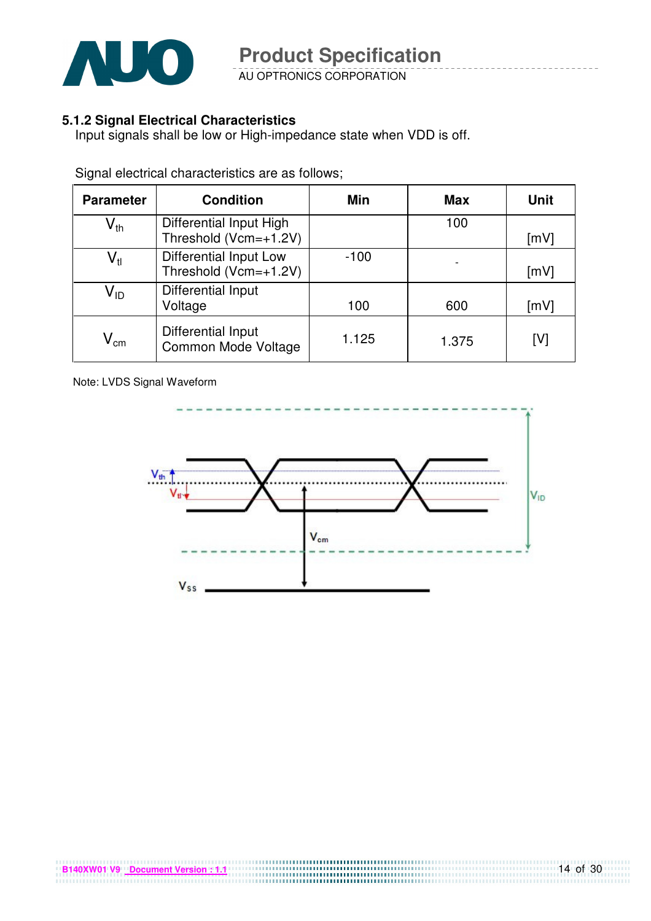### 5.1.2 Signal Electrical Characteristics

Input signals shall be low or High-impedance state when VDD is off.

Signal electrical characteristics are as follows;

| Parameter | Condition | Min | Max | Unit |
|---|---|---|---|---|
| $V_{th}$ | Differential Input High Threshold (Vcm=+1.2V) | | 100 | [mV] |
| $V_{tl}$ | Differential Input Low Threshold (Vcm=+1.2V) | -100 | - | [mV] |
| $V_{ID}$ | Differential Input Voltage | 100 | 600 | [mV] |
| $V_{cm}$ | Differential Input Common Mode Voltage | 1.125 | 1.375 | [V] |

Note: LVDS Signal Waveform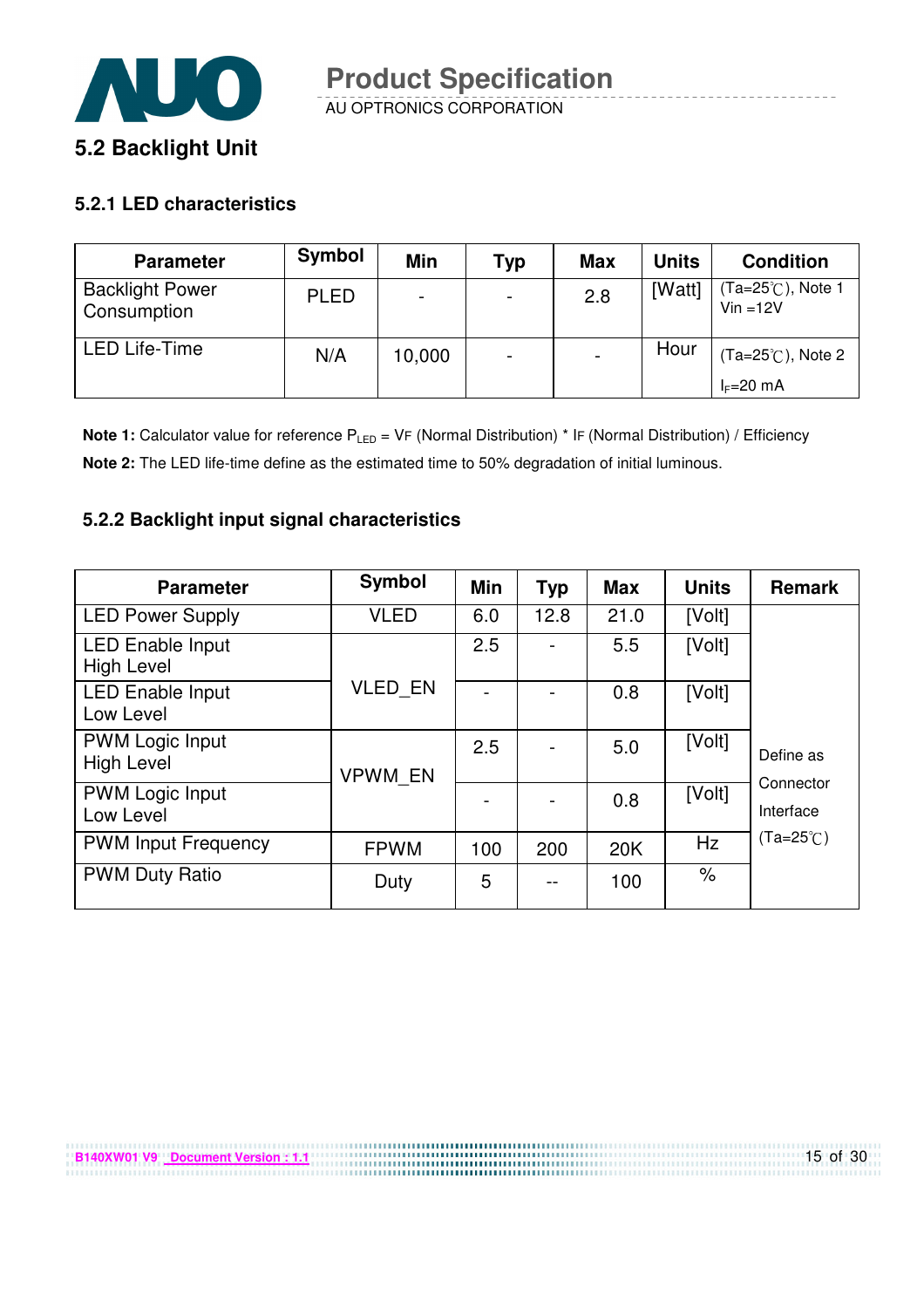## 5.2 Backlight Unit

### 5.2.1 LED characteristics

| Parameter | Symbol | Min | Typ | Max | Units | Condition |
|---|---|---|---|---|---|---|
| Backlight Power Consumption | PLED | - | - | 2.8 | [Watt] | (Ta=25℃), Note 1 Vin =12V |
| LED Life-Time | N/A | 10,000 | - | - | Hour | (Ta=25℃), Note 2 $I_F$=20 mA |

**Note 1:** Calculator value for reference $P_{LED}$ = VF (Normal Distribution) * IF (Normal Distribution) / Efficiency

**Note 2:** The LED life-time define as the estimated time to 50% degradation of initial luminous.

### 5.2.2 Backlight input signal characteristics

| Parameter | Symbol | Min | Typ | Max | Units | Remark |
|---|---|---|---|---|---|---|
| LED Power Supply | VLED | 6.0 | 12.8 | 21.0 | [Volt] | Define as Connector Interface (Ta=25℃) |
| LED Enable Input High Level | VLED_EN | 2.5 | - | 5.5 | [Volt] | |
| LED Enable Input Low Level | | - | - | 0.8 | [Volt] | |
| PWM Logic Input High Level | VPWM_EN | 2.5 | - | 5.0 | [Volt] | |
| PWM Logic Input Low Level | | - | - | 0.8 | [Volt] | |
| PWM Input Frequency | FPWM | 100 | 200 | 20K | Hz | |
| PWM Duty Ratio | Duty | 5 | -- | 100 | % | |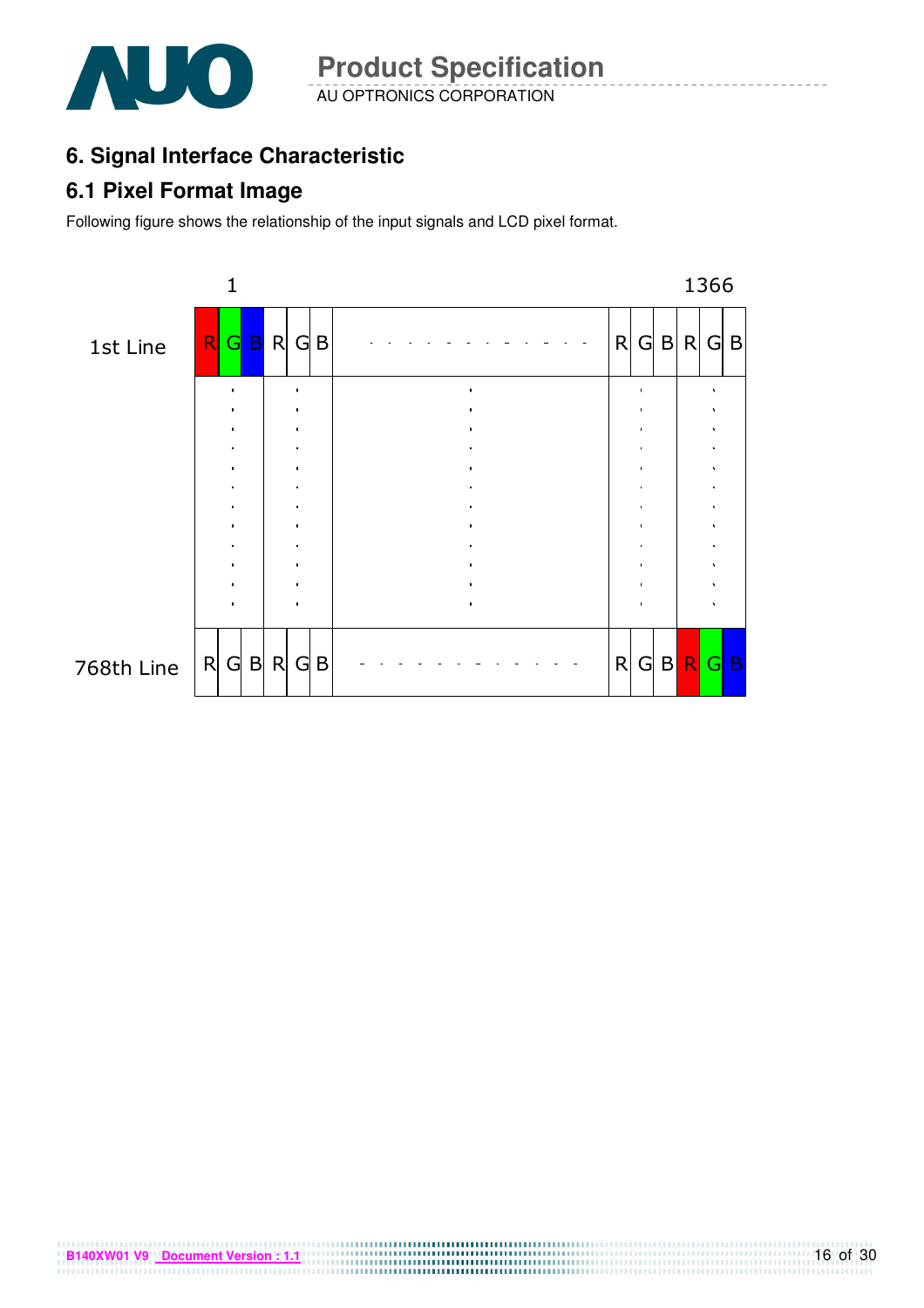## 6. Signal Interface Characteristic

### 6.1 Pixel Format Image

Following figure shows the relationship of the input signals and LCD pixel format.

| | 1 | | | | | | | | | | | | 1366 | |
|---|---|---|---|---|---|---|---|---|---|---|---|---|---|---|
| 1st Line | R | G | B | R | G | B | - - - - - - - - - - - | R | G | B | R | G | B |
| ⋮ | ⋮ | | | ⋮ | | | ⋮ | | ⋮ | | | ⋮ | |
| 768th Line | R | G | B | R | G | B | - - - - - - - - - - - | R | G | B | R | G | B |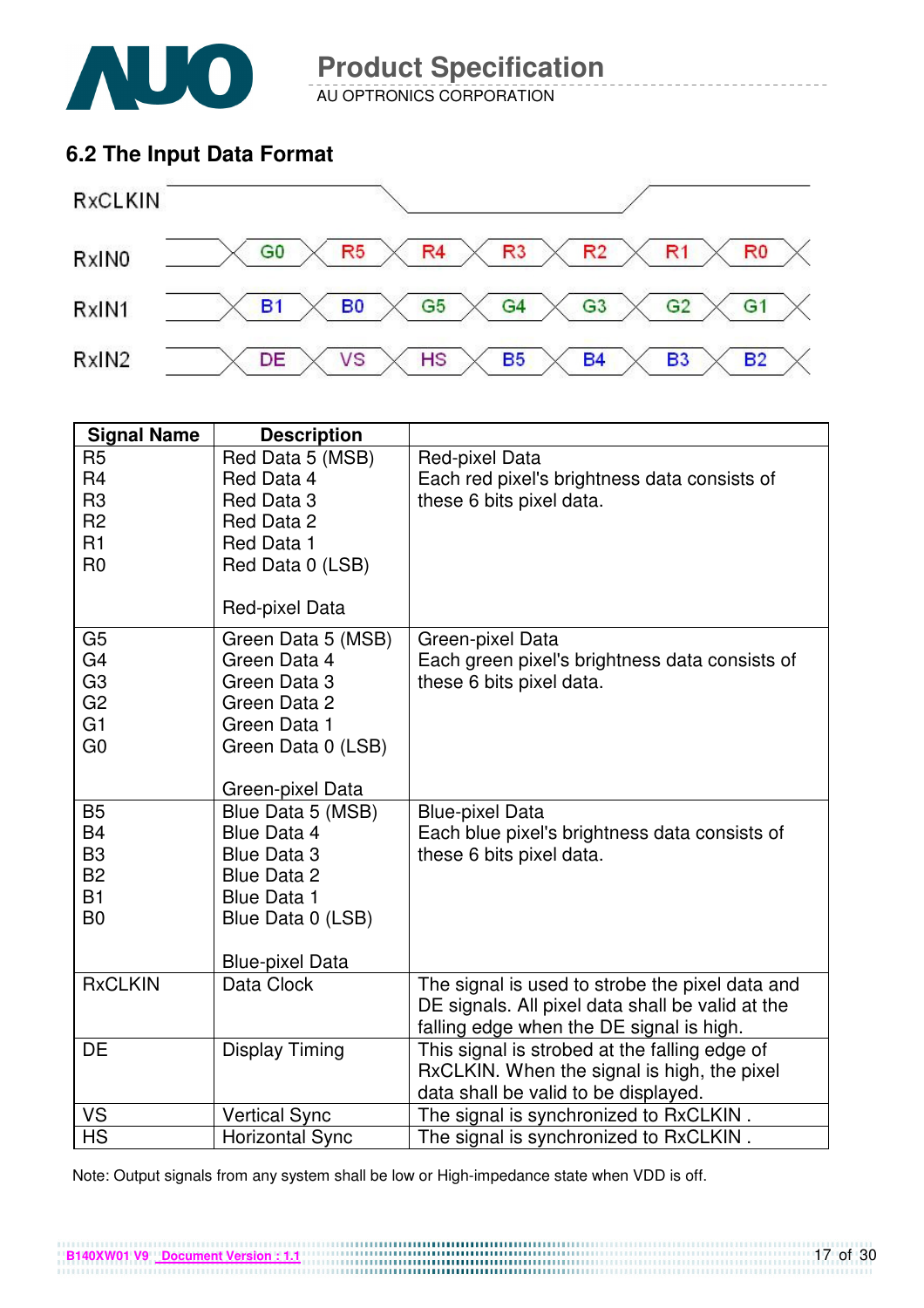## 6.2 The Input Data Format

| Signal | Bits (in order) | | | | | | |
|---|---|---|---|---|---|---|---|
| RxCLKIN | | | | | | | |
| RxIN0 | G0 | R5 | R4 | R3 | R2 | R1 | R0 |
| RxIN1 | B1 | B0 | G5 | G4 | G3 | G2 | G1 |
| RxIN2 | DE | VS | HS | B5 | B4 | B3 | B2 |

| Signal Name | Description | |
|---|---|---|
| R5<br>R4<br>R3<br>R2<br>R1<br>R0 | Red Data 5 (MSB)<br>Red Data 4<br>Red Data 3<br>Red Data 2<br>Red Data 1<br>Red Data 0 (LSB)<br><br>Red-pixel Data | Red-pixel Data<br>Each red pixel's brightness data consists of these 6 bits pixel data. |
| G5<br>G4<br>G3<br>G2<br>G1<br>G0 | Green Data 5 (MSB)<br>Green Data 4<br>Green Data 3<br>Green Data 2<br>Green Data 1<br>Green Data 0 (LSB)<br><br>Green-pixel Data | Green-pixel Data<br>Each green pixel's brightness data consists of these 6 bits pixel data. |
| B5<br>B4<br>B3<br>B2<br>B1<br>B0 | Blue Data 5 (MSB)<br>Blue Data 4<br>Blue Data 3<br>Blue Data 2<br>Blue Data 1<br>Blue Data 0 (LSB)<br><br>Blue-pixel Data | Blue-pixel Data<br>Each blue pixel's brightness data consists of these 6 bits pixel data. |
| RxCLKIN | Data Clock | The signal is used to strobe the pixel data and DE signals. All pixel data shall be valid at the falling edge when the DE signal is high. |
| DE | Display Timing | This signal is strobed at the falling edge of RxCLKIN. When the signal is high, the pixel data shall be valid to be displayed. |
| VS | Vertical Sync | The signal is synchronized to RxCLKIN . |
| HS | Horizontal Sync | The signal is synchronized to RxCLKIN . |

Note: Output signals from any system shall be low or High-impedance state when VDD is off.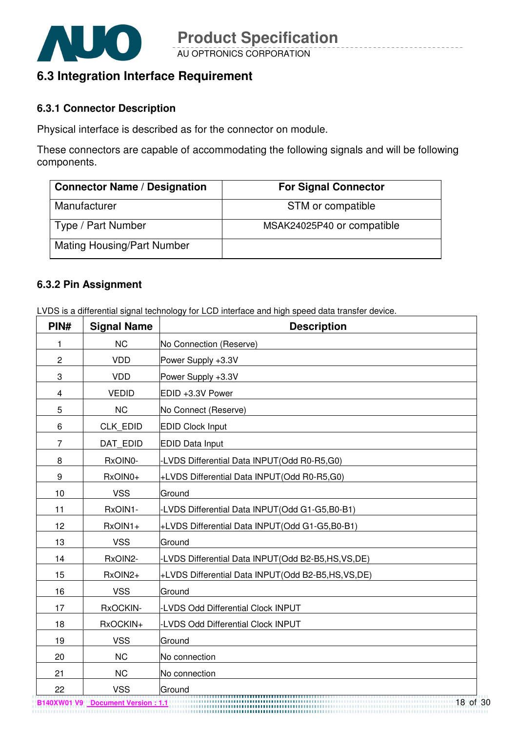## 6.3 Integration Interface Requirement

### 6.3.1 Connector Description

Physical interface is described as for the connector on module.

These connectors are capable of accommodating the following signals and will be following components.

| Connector Name / Designation | For Signal Connector |
|---|---|
| Manufacturer | STM or compatible |
| Type / Part Number | MSAK24025P40 or compatible |
| Mating Housing/Part Number | |

### 6.3.2 Pin Assignment

LVDS is a differential signal technology for LCD interface and high speed data transfer device.

| PIN# | Signal Name | Description |
|---|---|---|
| 1 | NC | No Connection (Reserve) |
| 2 | VDD | Power Supply +3.3V |
| 3 | VDD | Power Supply +3.3V |
| 4 | VEDID | EDID +3.3V Power |
| 5 | NC | No Connect (Reserve) |
| 6 | CLK_EDID | EDID Clock Input |
| 7 | DAT_EDID | EDID Data Input |
| 8 | RxOIN0- | -LVDS Differential Data INPUT(Odd R0-R5,G0) |
| 9 | RxOIN0+ | +LVDS Differential Data INPUT(Odd R0-R5,G0) |
| 10 | VSS | Ground |
| 11 | RxOIN1- | -LVDS Differential Data INPUT(Odd G1-G5,B0-B1) |
| 12 | RxOIN1+ | +LVDS Differential Data INPUT(Odd G1-G5,B0-B1) |
| 13 | VSS | Ground |
| 14 | RxOIN2- | -LVDS Differential Data INPUT(Odd B2-B5,HS,VS,DE) |
| 15 | RxOIN2+ | +LVDS Differential Data INPUT(Odd B2-B5,HS,VS,DE) |
| 16 | VSS | Ground |
| 17 | RxOCKIN- | -LVDS Odd Differential Clock INPUT |
| 18 | RxOCKIN+ | -LVDS Odd Differential Clock INPUT |
| 19 | VSS | Ground |
| 20 | NC | No connection |
| 21 | NC | No connection |
| 22 | VSS | Ground |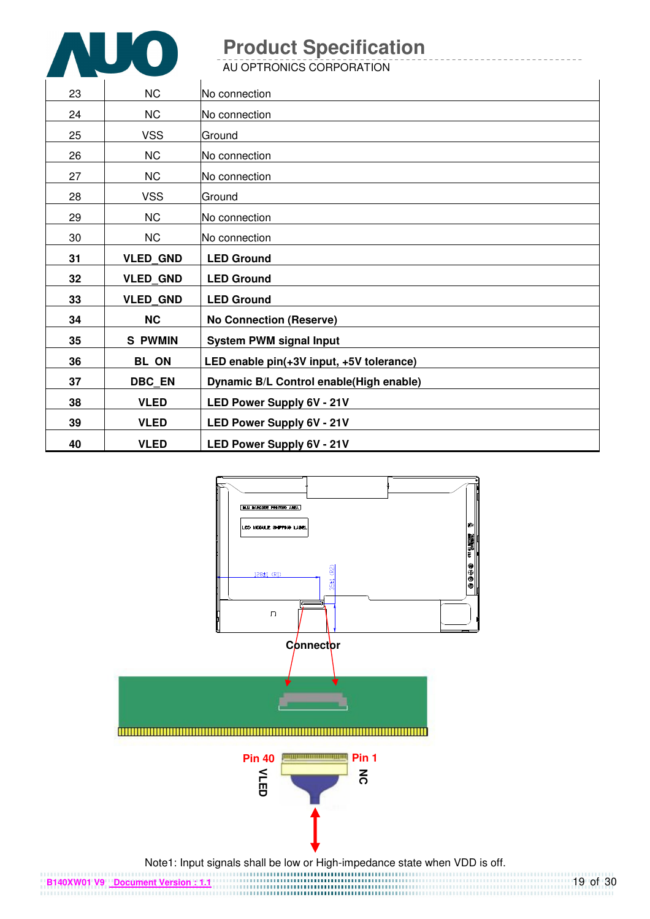| 23 | NC | No connection |
|---|---|---|
| 24 | NC | No connection |
| 25 | VSS | Ground |
| 26 | NC | No connection |
| 27 | NC | No connection |
| 28 | VSS | Ground |
| 29 | NC | No connection |
| 30 | NC | No connection |
| **31** | **VLED_GND** | **LED Ground** |
| **32** | **VLED_GND** | **LED Ground** |
| **33** | **VLED_GND** | **LED Ground** |
| **34** | **NC** | **No Connection (Reserve)** |
| **35** | **S_PWMIN** | **System PWM signal Input** |
| **36** | **BL_ON** | **LED enable pin(+3V input, +5V tolerance)** |
| **37** | **DBC_EN** | **Dynamic B/L Control enable(High enable)** |
| **38** | **VLED** | **LED Power Supply 6V - 21V** |
| **39** | **VLED** | **LED Power Supply 6V - 21V** |
| **40** | **VLED** | **LED Power Supply 6V - 21V** |

**Connector**

**Pin 40** **VLED** **Pin 1** **NC**

Note1: Input signals shall be low or High-impedance state when VDD is off.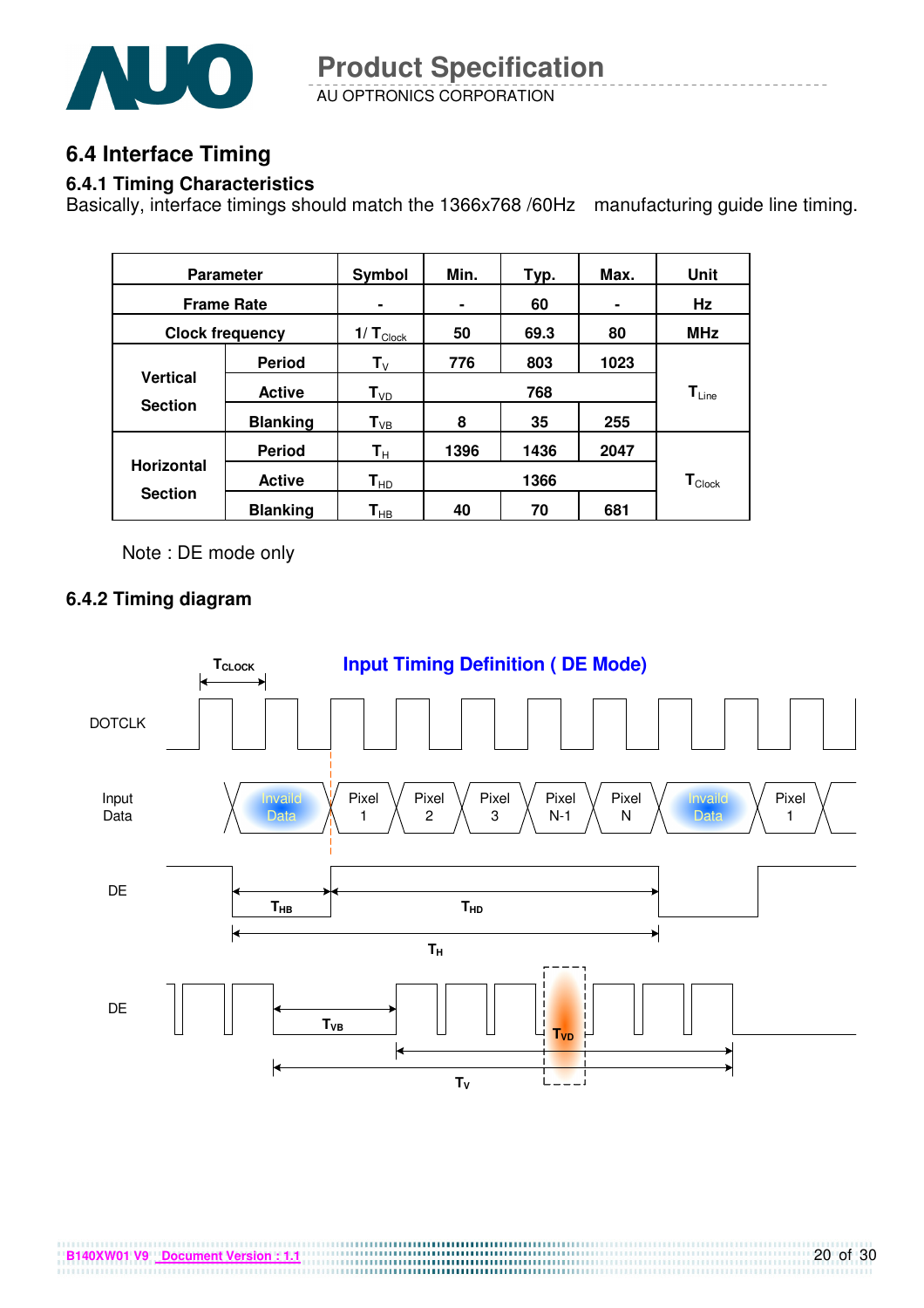## 6.4 Interface Timing

### 6.4.1 Timing Characteristics

Basically, interface timings should match the 1366x768 /60Hz manufacturing guide line timing.

| Parameter | | Symbol | Min. | Typ. | Max. | Unit |
|---|---|---|---|---|---|---|
| Frame Rate | | - | - | 60 | - | Hz |
| Clock frequency | | $1/T_{Clock}$ | 50 | 69.3 | 80 | MHz |
| Vertical Section | Period | $T_V$ | 776 | 803 | 1023 | $T_{Line}$ |
| | Active | $T_{VD}$ | | 768 | | |
| | Blanking | $T_{VB}$ | 8 | 35 | 255 | |
| Horizontal Section | Period | $T_H$ | 1396 | 1436 | 2047 | $T_{Clock}$ |
| | Active | $T_{HD}$ | | 1366 | | |
| | Blanking | $T_{HB}$ | 40 | 70 | 681 | |

Note : DE mode only

### 6.4.2 Timing diagram

**Input Timing Definition ( DE Mode)**

$T_{CLOCK}$

DOTCLK

Input Data: Invaild Data | Pixel 1 | Pixel 2 | Pixel 3 | Pixel N-1 | Pixel N | Invaild Data | Pixel 1

DE: $T_{HB}$, $T_{HD}$, $T_H$

DE: $T_{VB}$, $T_{VD}$, $T_V$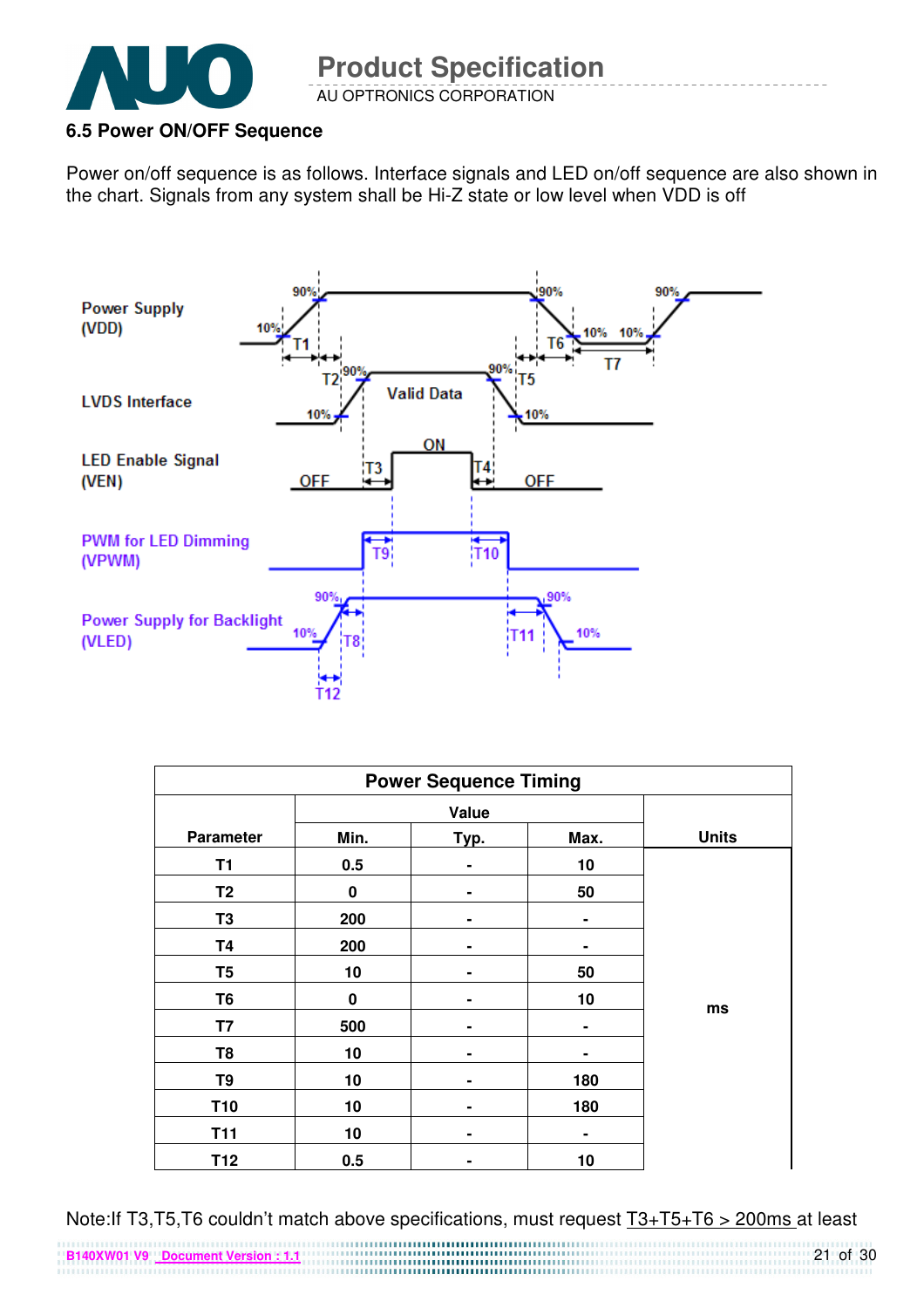### 6.5 Power ON/OFF Sequence

Power on/off sequence is as follows. Interface signals and LED on/off sequence are also shown in the chart. Signals from any system shall be Hi-Z state or low level when VDD is off

| Power Sequence Timing | | | | |
|---|---|---|---|---|
| Parameter | Value | | | Units |
| | Min. | Typ. | Max. | |
| T1 | 0.5 | - | 10 | ms |
| T2 | 0 | - | 50 | |
| T3 | 200 | - | - | |
| T4 | 200 | - | - | |
| T5 | 10 | - | 50 | |
| T6 | 0 | - | 10 | |
| T7 | 500 | - | - | |
| T8 | 10 | - | - | |
| T9 | 10 | - | 180 | |
| T10 | 10 | - | 180 | |
| T11 | 10 | - | - | |
| T12 | 0.5 | - | 10 | |

Note:If T3,T5,T6 couldn't match above specifications, must request T3+T5+T6 > 200ms at least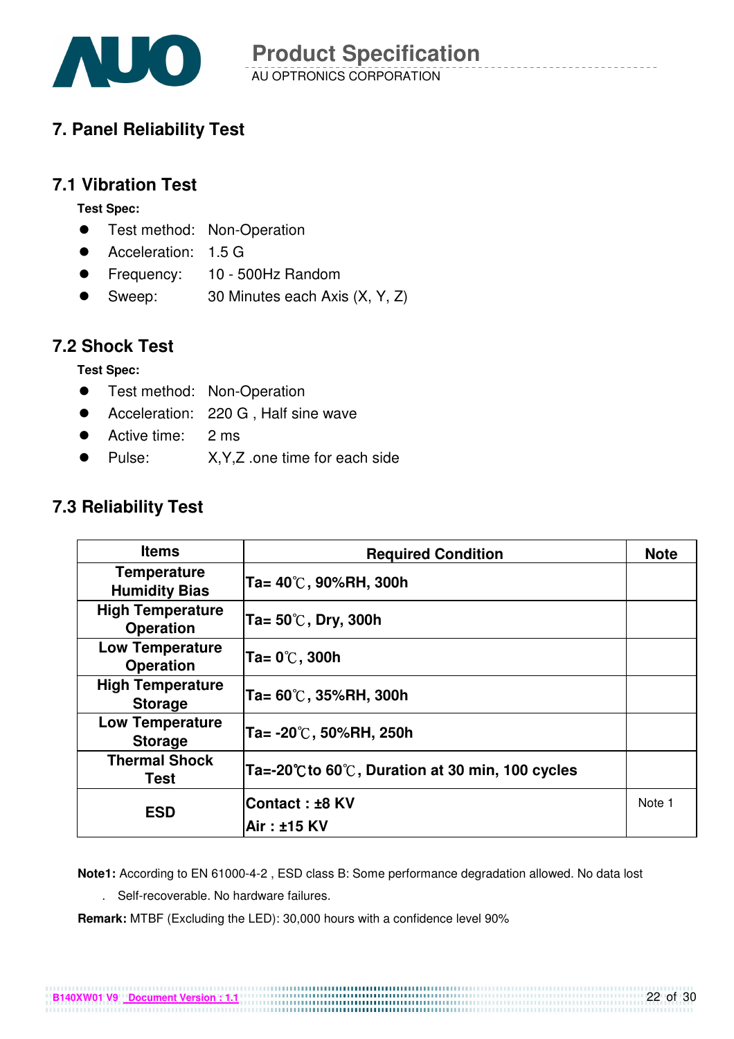## 7. Panel Reliability Test

### 7.1 Vibration Test

**Test Spec:**

- Test method: Non-Operation
- Acceleration: 1.5 G
- Frequency: 10 - 500Hz Random
- Sweep: 30 Minutes each Axis (X, Y, Z)

### 7.2 Shock Test

**Test Spec:**

- Test method: Non-Operation
- Acceleration: 220 G , Half sine wave
- Active time: 2 ms
- Pulse: X,Y,Z .one time for each side

### 7.3 Reliability Test

| Items | Required Condition | Note |
|---|---|---|
| Temperature Humidity Bias | Ta= 40℃, 90%RH, 300h | |
| High Temperature Operation | Ta= 50℃, Dry, 300h | |
| Low Temperature Operation | Ta= 0℃, 300h | |
| High Temperature Storage | Ta= 60℃, 35%RH, 300h | |
| Low Temperature Storage | Ta= -20℃, 50%RH, 250h | |
| Thermal Shock Test | Ta=-20℃to 60℃, Duration at 30 min, 100 cycles | |
| ESD | Contact : ±8 KV<br>Air : ±15 KV | Note 1 |

**Note1:** According to EN 61000-4-2 , ESD class B: Some performance degradation allowed. No data lost

. Self-recoverable. No hardware failures.

**Remark:** MTBF (Excluding the LED): 30,000 hours with a confidence level 90%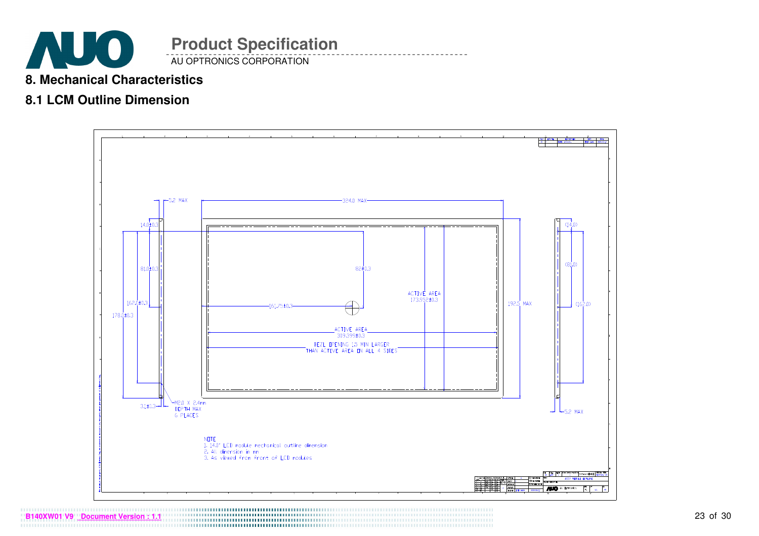## 8. Mechanical Characteristics

### 8.1 LCM Outline Dimension

5.2 MAX

324.0 MAX

14.0±0.3

81.0±0.3

162.0±0.3

178.2±0.3

82±0.3

161.75±0.3

ACTIVE AREA
173.952±0.3

192.5 MAX

ACTIVE AREA
309.399±0.3

BEZL OPENING 1.5 MIN LARGER
THAN ACTIVE AREA ON ALL 4 SIDES

3.1±0.3

M2.0 X 2.4mm
DEPTH MAX
6 PLACES

(14.0)

(81.0)

(162.0)

5.2 MAX

NOTE
1. 14.0" LCD module mechanical outline dimension
2. All dimension in mm
3. As viewed from front of LCD modules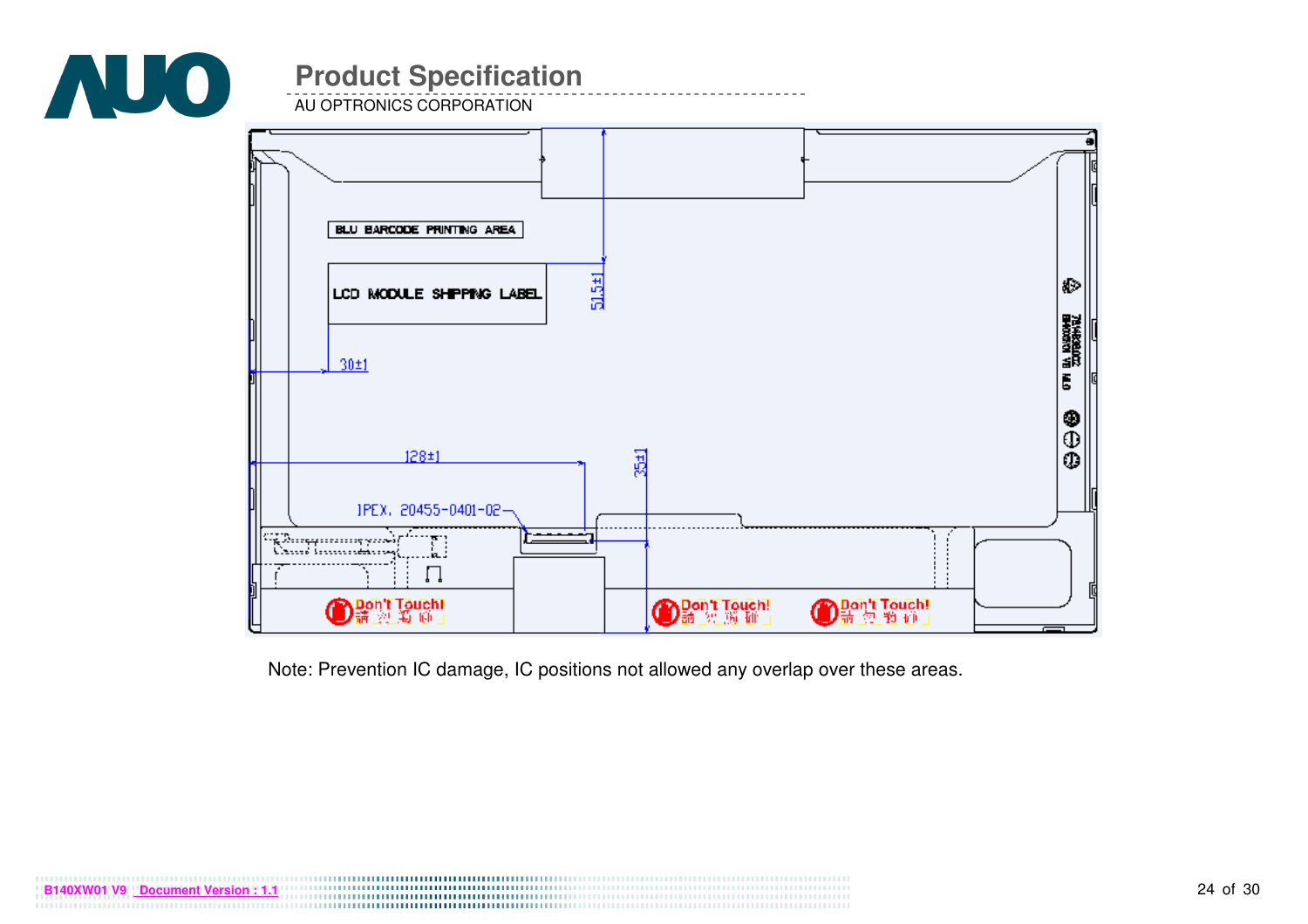BLU BARCODE PRINTING AREA

LCD MODULE SHIPPING LABEL

51.5±1

30±1

128±1

35±1

IPEX, 20455-0401-02

Don't Touch!

Don't Touch!

Don't Touch!

Note: Prevention IC damage, IC positions not allowed any overlap over these areas.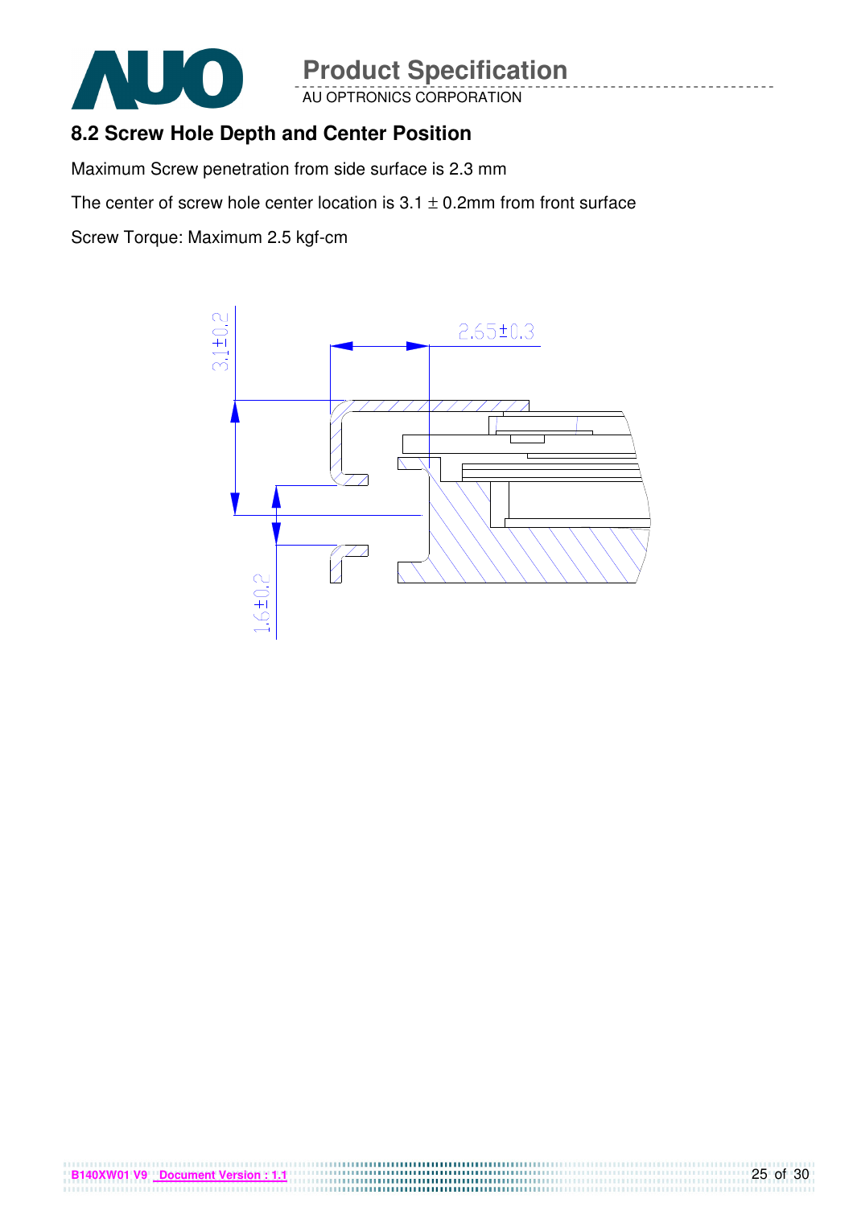## 8.2 Screw Hole Depth and Center Position

Maximum Screw penetration from side surface is 2.3 mm

The center of screw hole center location is 3.1 ± 0.2mm from front surface

Screw Torque: Maximum 2.5 kgf-cm

3.1±0.2

2.65±0.3

1.6±0.2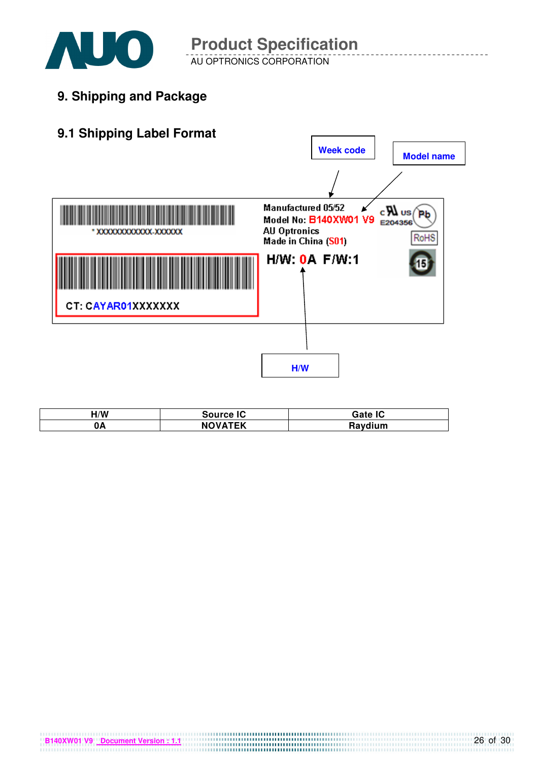# 9. Shipping and Package

## 9.1 Shipping Label Format

Week code

Model name

* XXXXXXXXXXXX-XXXXXX

Manufactured 05/52
Model No: B140XW01 V9
AU Optronics
Made in China (S01)

E204356

RoHS

H/W: 0A F/W:1

CT: CAYAR01XXXXXXX

H/W

| H/W | Source IC | Gate IC |
|---|---|---|
| 0A | NOVATEK | Raydium |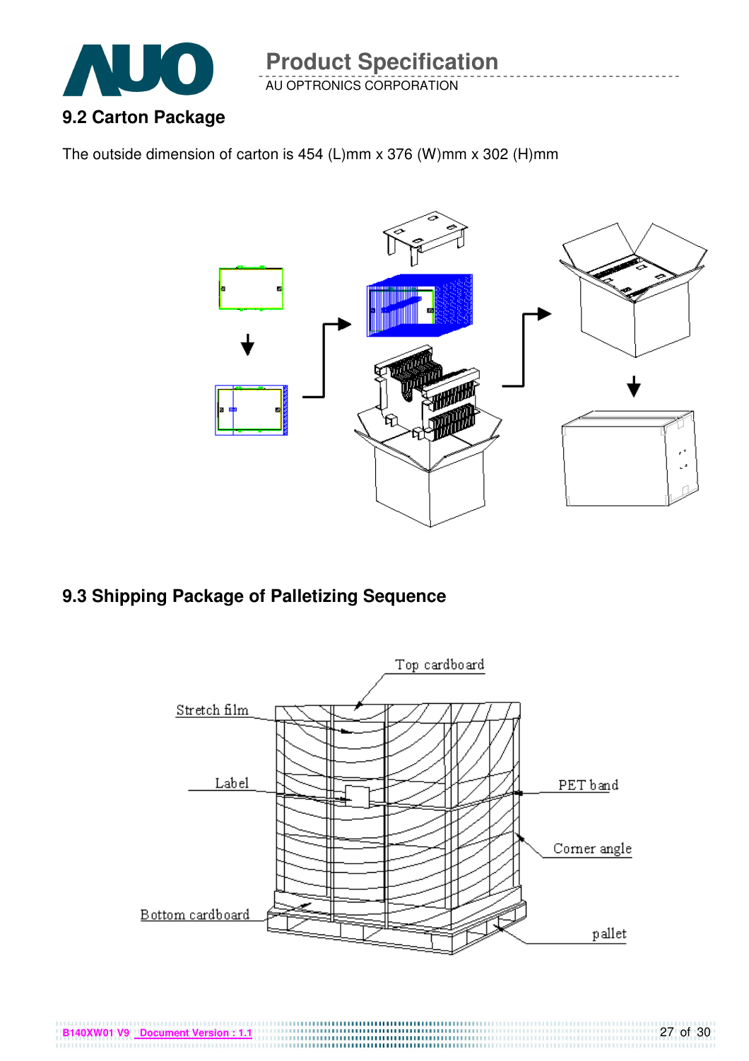## 9.2 Carton Package

The outside dimension of carton is 454 (L)mm x 376 (W)mm x 302 (H)mm

## 9.3 Shipping Package of Palletizing Sequence

Top cardboard

Stretch film

Label

PET band

Corner angle

Bottom cardboard

pallet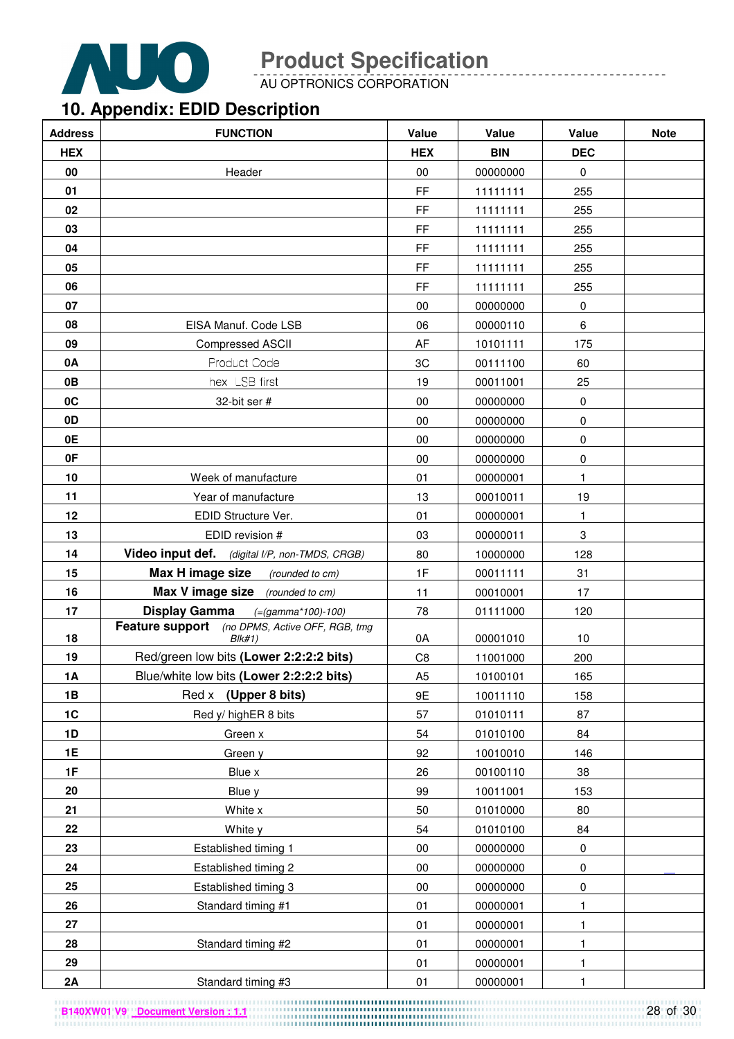## 10. Appendix: EDID Description

| Address | FUNCTION | Value | Value | Value | Note |
|---|---|---|---|---|---|
| HEX | | HEX | BIN | DEC | |
| 00 | Header | 00 | 00000000 | 0 | |
| 01 | | FF | 11111111 | 255 | |
| 02 | | FF | 11111111 | 255 | |
| 03 | | FF | 11111111 | 255 | |
| 04 | | FF | 11111111 | 255 | |
| 05 | | FF | 11111111 | 255 | |
| 06 | | FF | 11111111 | 255 | |
| 07 | | 00 | 00000000 | 0 | |
| 08 | EISA Manuf. Code LSB | 06 | 00000110 | 6 | |
| 09 | Compressed ASCII | AF | 10101111 | 175 | |
| 0A | Product Code | 3C | 00111100 | 60 | |
| 0B | hex, LSB first | 19 | 00011001 | 25 | |
| 0C | 32-bit ser # | 00 | 00000000 | 0 | |
| 0D | | 00 | 00000000 | 0 | |
| 0E | | 00 | 00000000 | 0 | |
| 0F | | 00 | 00000000 | 0 | |
| 10 | Week of manufacture | 01 | 00000001 | 1 | |
| 11 | Year of manufacture | 13 | 00010011 | 19 | |
| 12 | EDID Structure Ver. | 01 | 00000001 | 1 | |
| 13 | EDID revision # | 03 | 00000011 | 3 | |
| 14 | **Video input def.** *(digital I/P, non-TMDS, CRGB)* | 80 | 10000000 | 128 | |
| 15 | **Max H image size** *(rounded to cm)* | 1F | 00011111 | 31 | |
| 16 | **Max V image size** *(rounded to cm)* | 11 | 00010001 | 17 | |
| 17 | **Display Gamma** *(=(gamma*100)-100)* | 78 | 01111000 | 120 | |
| 18 | **Feature support** *(no DPMS, Active OFF, RGB, tmg Blk#1)* | 0A | 00001010 | 10 | |
| 19 | Red/green low bits **(Lower 2:2:2:2 bits)** | C8 | 11001000 | 200 | |
| 1A | Blue/white low bits **(Lower 2:2:2:2 bits)** | A5 | 10100101 | 165 | |
| 1B | Red x **(Upper 8 bits)** | 9E | 10011110 | 158 | |
| 1C | Red y/ highER 8 bits | 57 | 01010111 | 87 | |
| 1D | Green x | 54 | 01010100 | 84 | |
| 1E | Green y | 92 | 10010010 | 146 | |
| 1F | Blue x | 26 | 00100110 | 38 | |
| 20 | Blue y | 99 | 10011001 | 153 | |
| 21 | White x | 50 | 01010000 | 80 | |
| 22 | White y | 54 | 01010100 | 84 | |
| 23 | Established timing 1 | 00 | 00000000 | 0 | |
| 24 | Established timing 2 | 00 | 00000000 | 0 | |
| 25 | Established timing 3 | 00 | 00000000 | 0 | |
| 26 | Standard timing #1 | 01 | 00000001 | 1 | |
| 27 | | 01 | 00000001 | 1 | |
| 28 | Standard timing #2 | 01 | 00000001 | 1 | |
| 29 | | 01 | 00000001 | 1 | |
| 2A | Standard timing #3 | 01 | 00000001 | 1 | |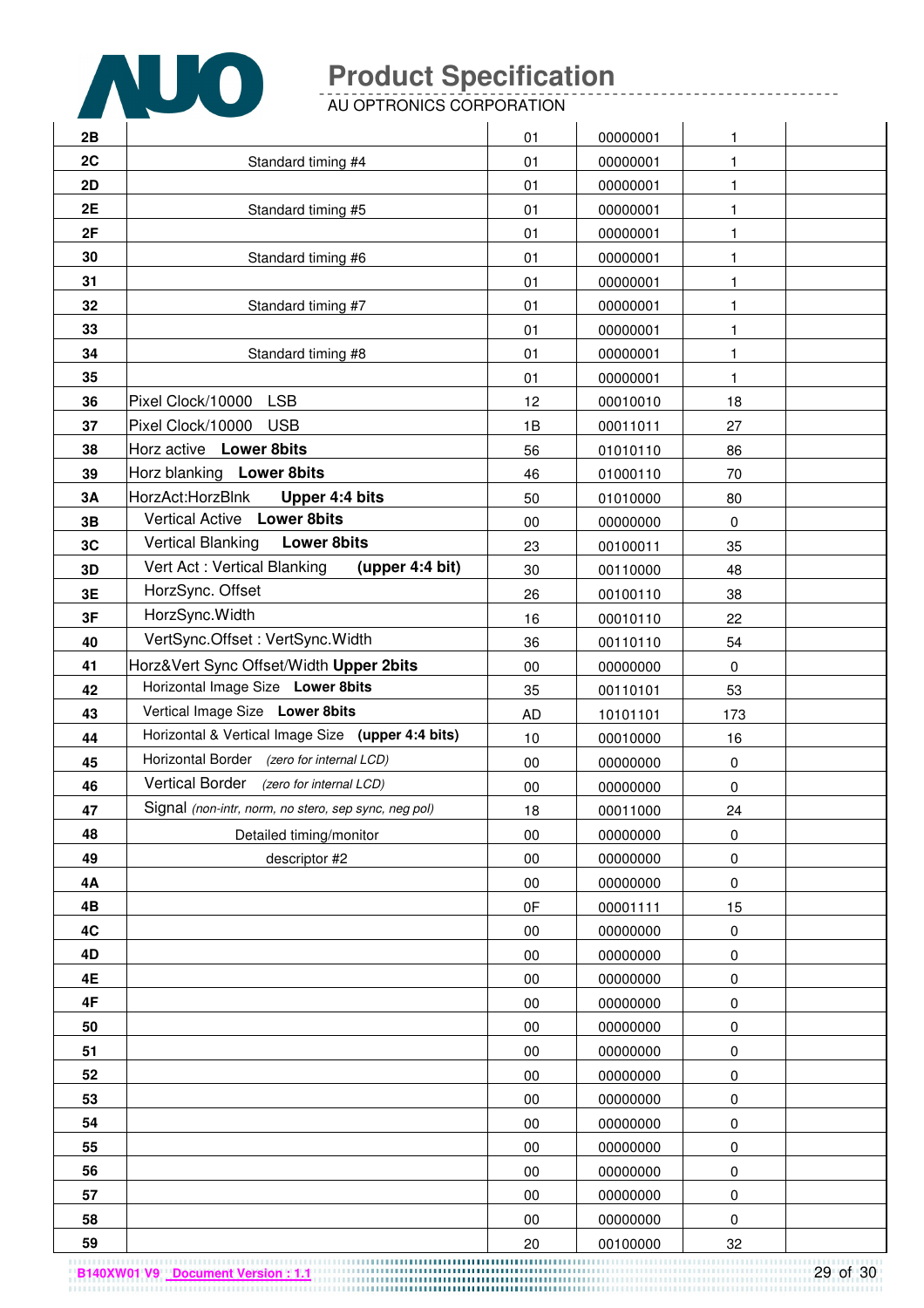| | | | | | |
|---|---|---|---|---|---|
| 2B | | 01 | 00000001 | 1 | |
| 2C | Standard timing #4 | 01 | 00000001 | 1 | |
| 2D | | 01 | 00000001 | 1 | |
| 2E | Standard timing #5 | 01 | 00000001 | 1 | |
| 2F | | 01 | 00000001 | 1 | |
| 30 | Standard timing #6 | 01 | 00000001 | 1 | |
| 31 | | 01 | 00000001 | 1 | |
| 32 | Standard timing #7 | 01 | 00000001 | 1 | |
| 33 | | 01 | 00000001 | 1 | |
| 34 | Standard timing #8 | 01 | 00000001 | 1 | |
| 35 | | 01 | 00000001 | 1 | |
| 36 | Pixel Clock/10000 LSB | 12 | 00010010 | 18 | |
| 37 | Pixel Clock/10000 USB | 1B | 00011011 | 27 | |
| 38 | Horz active **Lower 8bits** | 56 | 01010110 | 86 | |
| 39 | Horz blanking **Lower 8bits** | 46 | 01000110 | 70 | |
| 3A | HorzAct:HorzBlnk **Upper 4:4 bits** | 50 | 01010000 | 80 | |
| 3B | Vertical Active **Lower 8bits** | 00 | 00000000 | 0 | |
| 3C | Vertical Blanking **Lower 8bits** | 23 | 00100011 | 35 | |
| 3D | Vert Act : Vertical Blanking **(upper 4:4 bit)** | 30 | 00110000 | 48 | |
| 3E | HorzSync. Offset | 26 | 00100110 | 38 | |
| 3F | HorzSync.Width | 16 | 00010110 | 22 | |
| 40 | VertSync.Offset : VertSync.Width | 36 | 00110110 | 54 | |
| 41 | Horz&Vert Sync Offset/Width **Upper 2bits** | 00 | 00000000 | 0 | |
| 42 | Horizontal Image Size **Lower 8bits** | 35 | 00110101 | 53 | |
| 43 | Vertical Image Size **Lower 8bits** | AD | 10101101 | 173 | |
| 44 | Horizontal & Vertical Image Size **(upper 4:4 bits)** | 10 | 00010000 | 16 | |
| 45 | Horizontal Border *(zero for internal LCD)* | 00 | 00000000 | 0 | |
| 46 | Vertical Border *(zero for internal LCD)* | 00 | 00000000 | 0 | |
| 47 | Signal *(non-intr, norm, no stero, sep sync, neg pol)* | 18 | 00011000 | 24 | |
| 48 | Detailed timing/monitor | 00 | 00000000 | 0 | |
| 49 | descriptor #2 | 00 | 00000000 | 0 | |
| 4A | | 00 | 00000000 | 0 | |
| 4B | | 0F | 00001111 | 15 | |
| 4C | | 00 | 00000000 | 0 | |
| 4D | | 00 | 00000000 | 0 | |
| 4E | | 00 | 00000000 | 0 | |
| 4F | | 00 | 00000000 | 0 | |
| 50 | | 00 | 00000000 | 0 | |
| 51 | | 00 | 00000000 | 0 | |
| 52 | | 00 | 00000000 | 0 | |
| 53 | | 00 | 00000000 | 0 | |
| 54 | | 00 | 00000000 | 0 | |
| 55 | | 00 | 00000000 | 0 | |
| 56 | | 00 | 00000000 | 0 | |
| 57 | | 00 | 00000000 | 0 | |
| 58 | | 00 | 00000000 | 0 | |
| 59 | | 20 | 00100000 | 32 | |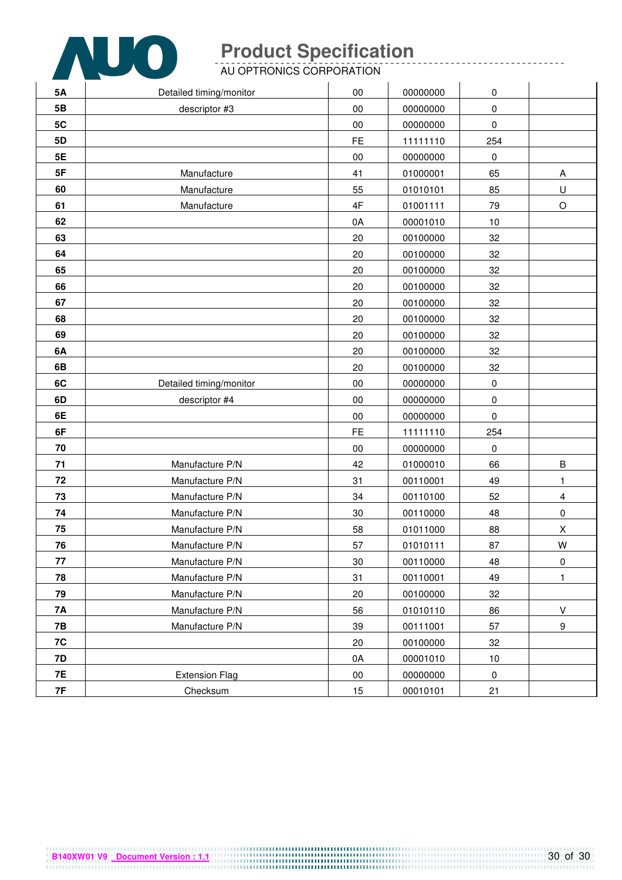| | | | | | |
|---|---|---|---|---|---|
| **5A** | Detailed timing/monitor | 00 | 00000000 | 0 | |
| **5B** | descriptor #3 | 00 | 00000000 | 0 | |
| **5C** | | 00 | 00000000 | 0 | |
| **5D** | | FE | 11111110 | 254 | |
| **5E** | | 00 | 00000000 | 0 | |
| **5F** | Manufacture | 41 | 01000001 | 65 | A |
| **60** | Manufacture | 55 | 01010101 | 85 | U |
| **61** | Manufacture | 4F | 01001111 | 79 | O |
| **62** | | 0A | 00001010 | 10 | |
| **63** | | 20 | 00100000 | 32 | |
| **64** | | 20 | 00100000 | 32 | |
| **65** | | 20 | 00100000 | 32 | |
| **66** | | 20 | 00100000 | 32 | |
| **67** | | 20 | 00100000 | 32 | |
| **68** | | 20 | 00100000 | 32 | |
| **69** | | 20 | 00100000 | 32 | |
| **6A** | | 20 | 00100000 | 32 | |
| **6B** | | 20 | 00100000 | 32 | |
| **6C** | Detailed timing/monitor | 00 | 00000000 | 0 | |
| **6D** | descriptor #4 | 00 | 00000000 | 0 | |
| **6E** | | 00 | 00000000 | 0 | |
| **6F** | | FE | 11111110 | 254 | |
| **70** | | 00 | 00000000 | 0 | |
| **71** | Manufacture P/N | 42 | 01000010 | 66 | B |
| **72** | Manufacture P/N | 31 | 00110001 | 49 | 1 |
| **73** | Manufacture P/N | 34 | 00110100 | 52 | 4 |
| **74** | Manufacture P/N | 30 | 00110000 | 48 | 0 |
| **75** | Manufacture P/N | 58 | 01011000 | 88 | X |
| **76** | Manufacture P/N | 57 | 01010111 | 87 | W |
| **77** | Manufacture P/N | 30 | 00110000 | 48 | 0 |
| **78** | Manufacture P/N | 31 | 00110001 | 49 | 1 |
| **79** | Manufacture P/N | 20 | 00100000 | 32 | |
| **7A** | Manufacture P/N | 56 | 01010110 | 86 | V |
| **7B** | Manufacture P/N | 39 | 00111001 | 57 | 9 |
| **7C** | | 20 | 00100000 | 32 | |
| **7D** | | 0A | 00001010 | 10 | |
| **7E** | Extension Flag | 00 | 00000000 | 0 | |
| **7F** | Checksum | 15 | 00010101 | 21 | |